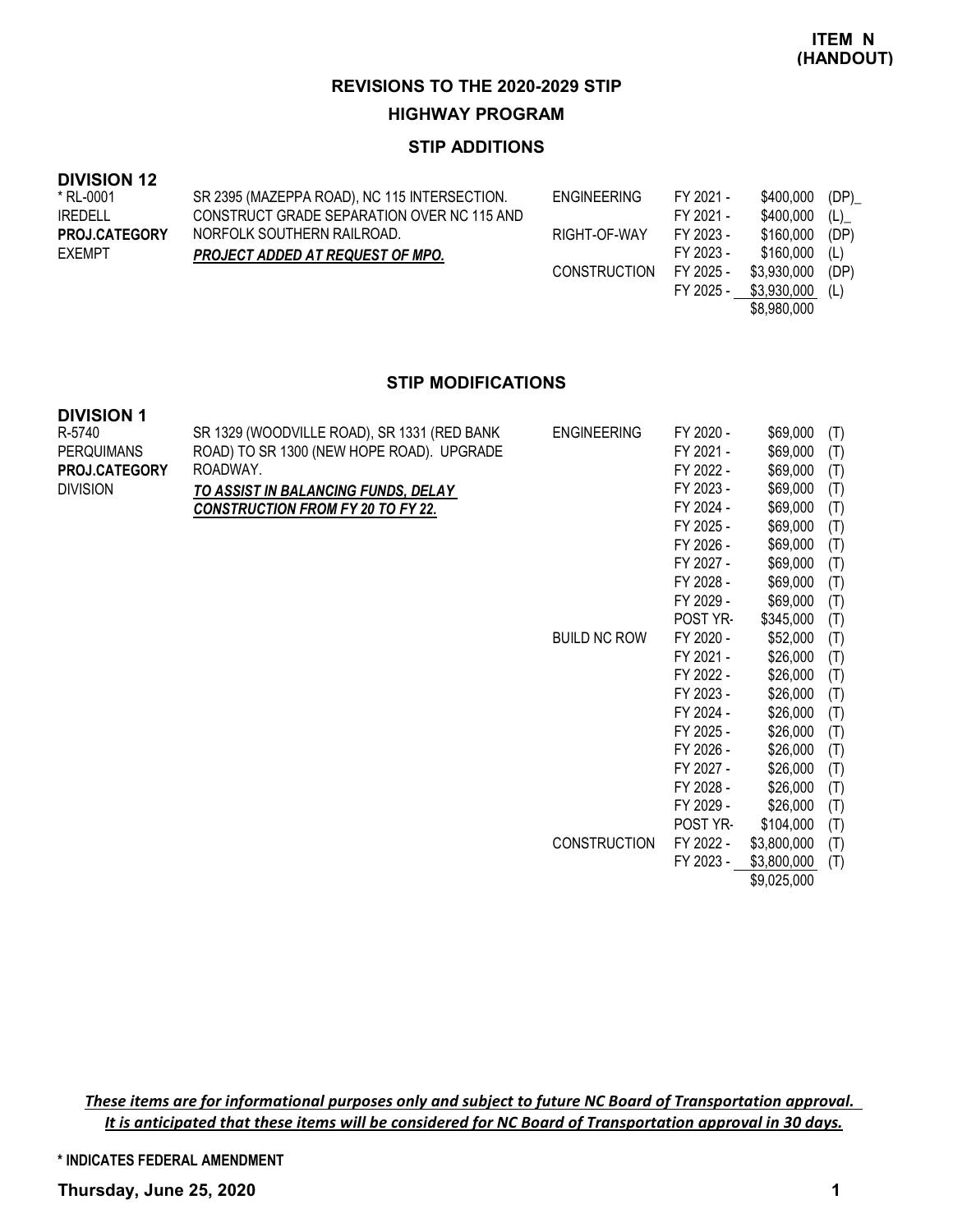**ITEM N (HANDOUT)**

# REVISIONS TO THE 2020-2029 STIP

## HIGHWAY PROGRAM

### STIP ADDITIONS

**DIVISION 12**

| Project | Description | Phase | Year | Amount | Fund |
|---|---|---|---|---|---|
| * RL-0001 | SR 2395 (MAZEPPA ROAD), NC 115 INTERSECTION. | ENGINEERING | FY 2021 - | $400,000 | (DP) |
| IREDELL | CONSTRUCT GRADE SEPARATION OVER NC 115 AND | | FY 2021 - | $400,000 | (L) |
| **PROJ.CATEGORY** | NORFOLK SOUTHERN RAILROAD. | RIGHT-OF-WAY | FY 2023 - | $160,000 | (DP) |
| EXEMPT | ***PROJECT ADDED AT REQUEST OF MPO.*** | | FY 2023 - | $160,000 | (L) |
| | | CONSTRUCTION | FY 2025 - | $3,930,000 | (DP) |
| | | | FY 2025 - | $3,930,000 | (L) |
| | | | | $8,980,000 | |

### STIP MODIFICATIONS

**DIVISION 1**

| Project | Description | Phase | Year | Amount | Fund |
|---|---|---|---|---|---|
| R-5740 | SR 1329 (WOODVILLE ROAD), SR 1331 (RED BANK | ENGINEERING | FY 2020 - | $69,000 | (T) |
| PERQUIMANS | ROAD) TO SR 1300 (NEW HOPE ROAD). UPGRADE | | FY 2021 - | $69,000 | (T) |
| **PROJ.CATEGORY** | ROADWAY. | | FY 2022 - | $69,000 | (T) |
| DIVISION | ***TO ASSIST IN BALANCING FUNDS, DELAY*** | | FY 2023 - | $69,000 | (T) |
| | ***CONSTRUCTION FROM FY 20 TO FY 22.*** | | FY 2024 - | $69,000 | (T) |
| | | | FY 2025 - | $69,000 | (T) |
| | | | FY 2026 - | $69,000 | (T) |
| | | | FY 2027 - | $69,000 | (T) |
| | | | FY 2028 - | $69,000 | (T) |
| | | | FY 2029 - | $69,000 | (T) |
| | | | POST YR- | $345,000 | (T) |
| | | BUILD NC ROW | FY 2020 - | $52,000 | (T) |
| | | | FY 2021 - | $26,000 | (T) |
| | | | FY 2022 - | $26,000 | (T) |
| | | | FY 2023 - | $26,000 | (T) |
| | | | FY 2024 - | $26,000 | (T) |
| | | | FY 2025 - | $26,000 | (T) |
| | | | FY 2026 - | $26,000 | (T) |
| | | | FY 2027 - | $26,000 | (T) |
| | | | FY 2028 - | $26,000 | (T) |
| | | | FY 2029 - | $26,000 | (T) |
| | | | POST YR- | $104,000 | (T) |
| | | CONSTRUCTION | FY 2022 - | $3,800,000 | (T) |
| | | | FY 2023 - | $3,800,000 | (T) |
| | | | | $9,025,000 | |

*These items are for informational purposes only and subject to future NC Board of Transportation approval. It is anticipated that these items will be considered for NC Board of Transportation approval in 30 days.*

**\* INDICATES FEDERAL AMENDMENT**

**Thursday, June 25, 2020**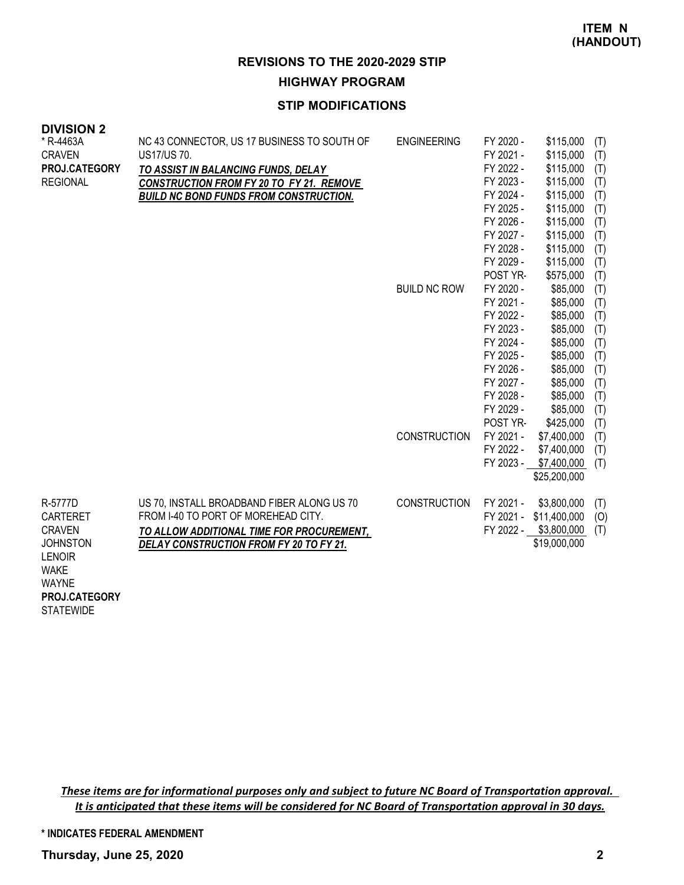**ITEM N (HANDOUT)**

## REVISIONS TO THE 2020-2029 STIP

### HIGHWAY PROGRAM

### STIP MODIFICATIONS

**DIVISION 2**

| Project | Description | Phase | Year | Amount | Source |
|---|---|---|---|---|---|
| * R-4463A<br>CRAVEN<br>**PROJ.CATEGORY**<br>REGIONAL | NC 43 CONNECTOR, US 17 BUSINESS TO SOUTH OF US17/US 70.<br>***TO ASSIST IN BALANCING FUNDS, DELAY CONSTRUCTION FROM FY 20 TO FY 21. REMOVE BUILD NC BOND FUNDS FROM CONSTRUCTION.*** | ENGINEERING | FY 2020 - | $115,000 | (T) |
| | | | FY 2021 - | $115,000 | (T) |
| | | | FY 2022 - | $115,000 | (T) |
| | | | FY 2023 - | $115,000 | (T) |
| | | | FY 2024 - | $115,000 | (T) |
| | | | FY 2025 - | $115,000 | (T) |
| | | | FY 2026 - | $115,000 | (T) |
| | | | FY 2027 - | $115,000 | (T) |
| | | | FY 2028 - | $115,000 | (T) |
| | | | FY 2029 - | $115,000 | (T) |
| | | | POST YR- | $575,000 | (T) |
| | | BUILD NC ROW | FY 2020 - | $85,000 | (T) |
| | | | FY 2021 - | $85,000 | (T) |
| | | | FY 2022 - | $85,000 | (T) |
| | | | FY 2023 - | $85,000 | (T) |
| | | | FY 2024 - | $85,000 | (T) |
| | | | FY 2025 - | $85,000 | (T) |
| | | | FY 2026 - | $85,000 | (T) |
| | | | FY 2027 - | $85,000 | (T) |
| | | | FY 2028 - | $85,000 | (T) |
| | | | FY 2029 - | $85,000 | (T) |
| | | | POST YR- | $425,000 | (T) |
| | | CONSTRUCTION | FY 2021 - | $7,400,000 | (T) |
| | | | FY 2022 - | $7,400,000 | (T) |
| | | | FY 2023 - | $7,400,000 | (T) |
| | | | | $25,200,000 | |
| R-5777D<br>CARTERET<br>CRAVEN<br>JOHNSTON<br>LENOIR<br>WAKE<br>WAYNE<br>**PROJ.CATEGORY**<br>STATEWIDE | US 70, INSTALL BROADBAND FIBER ALONG US 70 FROM I-40 TO PORT OF MOREHEAD CITY.<br>***TO ALLOW ADDITIONAL TIME FOR PROCUREMENT, DELAY CONSTRUCTION FROM FY 20 TO FY 21.*** | CONSTRUCTION | FY 2021 - | $3,800,000 | (T) |
| | | | FY 2021 - | $11,400,000 | (O) |
| | | | FY 2022 - | $3,800,000 | (T) |
| | | | | $19,000,000 | |

***These items are for informational purposes only and subject to future NC Board of Transportation approval. It is anticipated that these items will be considered for NC Board of Transportation approval in 30 days.***

**\* INDICATES FEDERAL AMENDMENT**

**Thursday, June 25, 2020**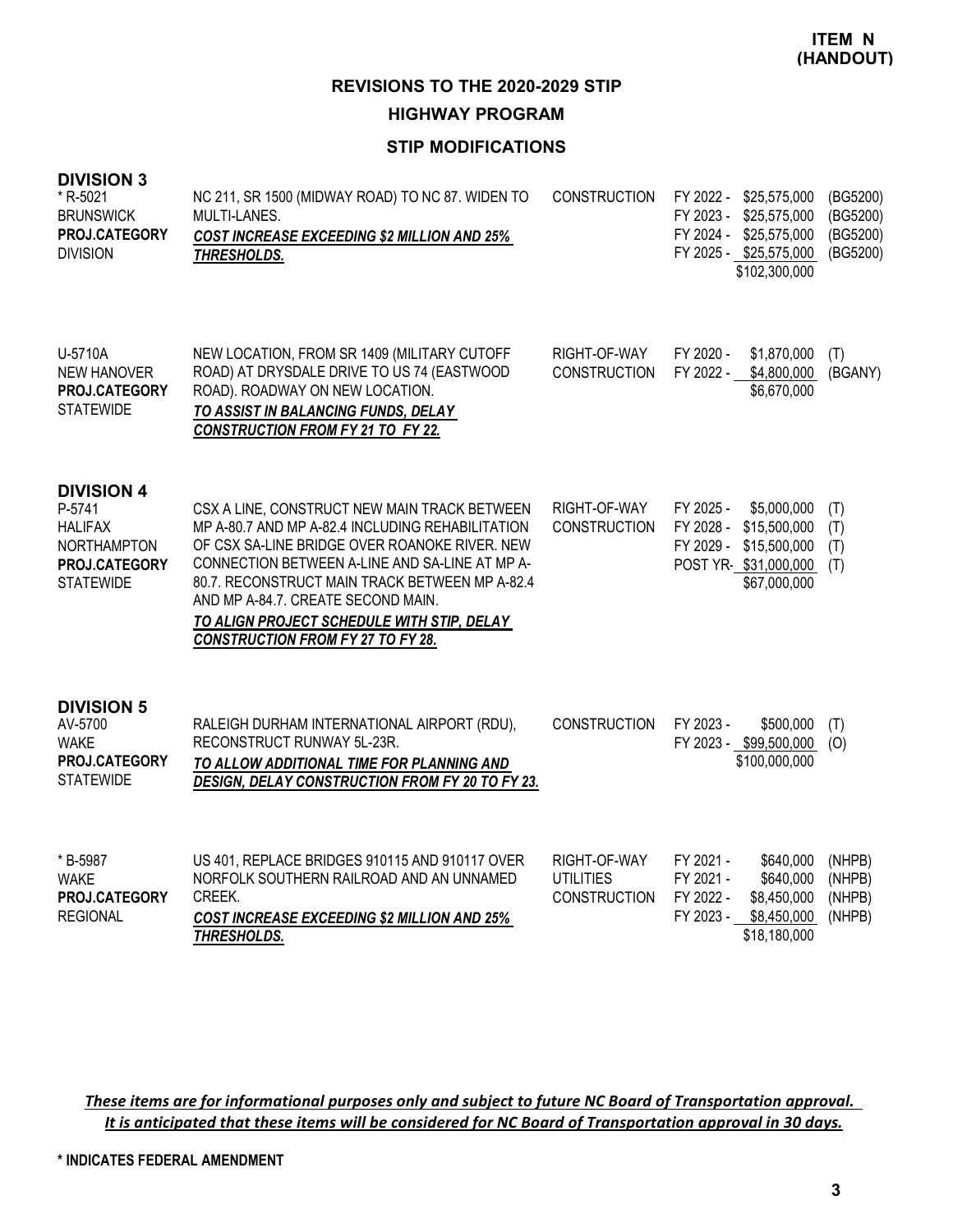**ITEM N (HANDOUT)**

# REVISIONS TO THE 2020-2029 STIP

## HIGHWAY PROGRAM

## STIP MODIFICATIONS

### DIVISION 3

| Project | Description | Work Type | Fiscal Year / Amount | Fund |
|---|---|---|---|---|
| * R-5021<br>BRUNSWICK<br>**PROJ.CATEGORY**<br>DIVISION | NC 211, SR 1500 (MIDWAY ROAD) TO NC 87. WIDEN TO MULTI-LANES.<br>***COST INCREASE EXCEEDING \$2 MILLION AND 25% THRESHOLDS.*** | CONSTRUCTION | FY 2022 - \$25,575,000<br>FY 2023 - \$25,575,000<br>FY 2024 - \$25,575,000<br>FY 2025 - \$25,575,000<br>\$102,300,000 | (BG5200)<br>(BG5200)<br>(BG5200)<br>(BG5200) |
| U-5710A<br>NEW HANOVER<br>**PROJ.CATEGORY**<br>STATEWIDE | NEW LOCATION, FROM SR 1409 (MILITARY CUTOFF ROAD) AT DRYSDALE DRIVE TO US 74 (EASTWOOD ROAD). ROADWAY ON NEW LOCATION.<br>***TO ASSIST IN BALANCING FUNDS, DELAY CONSTRUCTION FROM FY 21 TO FY 22.*** | RIGHT-OF-WAY<br>CONSTRUCTION | FY 2020 - \$1,870,000<br>FY 2022 - \$4,800,000<br>\$6,670,000 | (T)<br>(BGANY) |

### DIVISION 4

| Project | Description | Work Type | Fiscal Year / Amount | Fund |
|---|---|---|---|---|
| P-5741<br>HALIFAX<br>NORTHAMPTON<br>**PROJ.CATEGORY**<br>STATEWIDE | CSX A LINE, CONSTRUCT NEW MAIN TRACK BETWEEN MP A-80.7 AND MP A-82.4 INCLUDING REHABILITATION OF CSX SA-LINE BRIDGE OVER ROANOKE RIVER. NEW CONNECTION BETWEEN A-LINE AND SA-LINE AT MP A-80.7. RECONSTRUCT MAIN TRACK BETWEEN MP A-82.4 AND MP A-84.7. CREATE SECOND MAIN.<br>***TO ALIGN PROJECT SCHEDULE WITH STIP, DELAY CONSTRUCTION FROM FY 27 TO FY 28.*** | RIGHT-OF-WAY<br>CONSTRUCTION | FY 2025 - \$5,000,000<br>FY 2028 - \$15,500,000<br>FY 2029 - \$15,500,000<br>POST YR- \$31,000,000<br>\$67,000,000 | (T)<br>(T)<br>(T)<br>(T) |

### DIVISION 5

| Project | Description | Work Type | Fiscal Year / Amount | Fund |
|---|---|---|---|---|
| AV-5700<br>WAKE<br>**PROJ.CATEGORY**<br>STATEWIDE | RALEIGH DURHAM INTERNATIONAL AIRPORT (RDU), RECONSTRUCT RUNWAY 5L-23R.<br>***TO ALLOW ADDITIONAL TIME FOR PLANNING AND DESIGN, DELAY CONSTRUCTION FROM FY 20 TO FY 23.*** | CONSTRUCTION | FY 2023 - \$500,000<br>FY 2023 - \$99,500,000<br>\$100,000,000 | (T)<br>(O) |
| * B-5987<br>WAKE<br>**PROJ.CATEGORY**<br>REGIONAL | US 401, REPLACE BRIDGES 910115 AND 910117 OVER NORFOLK SOUTHERN RAILROAD AND AN UNNAMED CREEK.<br>***COST INCREASE EXCEEDING \$2 MILLION AND 25% THRESHOLDS.*** | RIGHT-OF-WAY<br>UTILITIES<br>CONSTRUCTION | FY 2021 - \$640,000<br>FY 2021 - \$640,000<br>FY 2022 - \$8,450,000<br>FY 2023 - \$8,450,000<br>\$18,180,000 | (NHPB)<br>(NHPB)<br>(NHPB)<br>(NHPB) |

***These items are for informational purposes only and subject to future NC Board of Transportation approval. It is anticipated that these items will be considered for NC Board of Transportation approval in 30 days.***

**\* INDICATES FEDERAL AMENDMENT**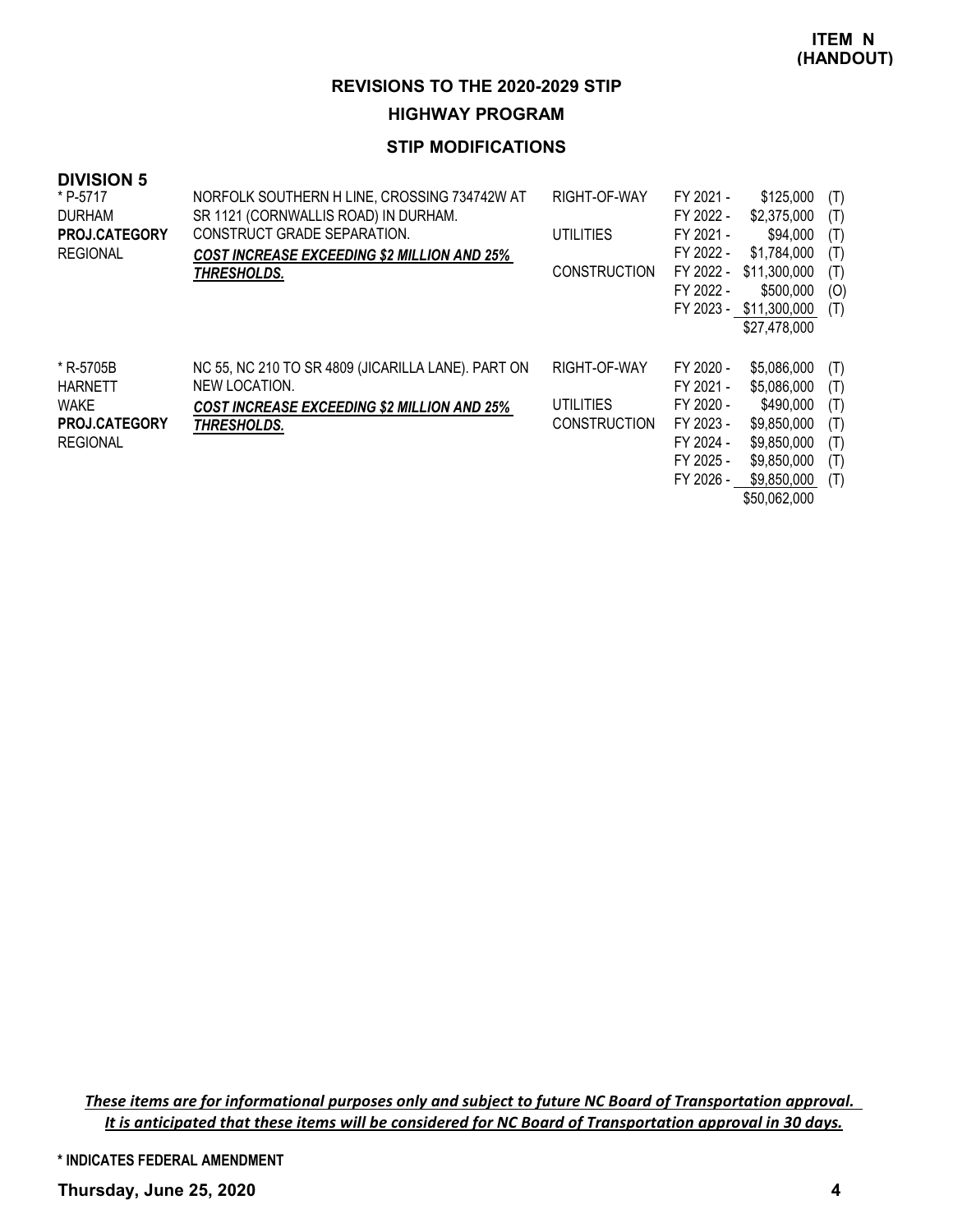**ITEM N (HANDOUT)**

## REVISIONS TO THE 2020-2029 STIP

### HIGHWAY PROGRAM

### STIP MODIFICATIONS

**DIVISION 5**

| Project | Description | Phase | Fiscal Year | Amount | Source |
|---|---|---|---|---|---|
| * P-5717<br>DURHAM<br>**PROJ.CATEGORY**<br>REGIONAL | NORFOLK SOUTHERN H LINE, CROSSING 734742W AT SR 1121 (CORNWALLIS ROAD) IN DURHAM. CONSTRUCT GRADE SEPARATION.<br>***COST INCREASE EXCEEDING $2 MILLION AND 25% THRESHOLDS.*** | RIGHT-OF-WAY | FY 2021 - | $125,000 | (T) |
| | | | FY 2022 - | $2,375,000 | (T) |
| | | UTILITIES | FY 2021 - | $94,000 | (T) |
| | | | FY 2022 - | $1,784,000 | (T) |
| | | CONSTRUCTION | FY 2022 - | $11,300,000 | (T) |
| | | | FY 2022 - | $500,000 | (O) |
| | | | FY 2023 - | $11,300,000 | (T) |
| | | | | $27,478,000 | |
| * R-5705B<br>HARNETT<br>WAKE<br>**PROJ.CATEGORY**<br>REGIONAL | NC 55, NC 210 TO SR 4809 (JICARILLA LANE). PART ON NEW LOCATION.<br>***COST INCREASE EXCEEDING $2 MILLION AND 25% THRESHOLDS.*** | RIGHT-OF-WAY | FY 2020 - | $5,086,000 | (T) |
| | | | FY 2021 - | $5,086,000 | (T) |
| | | UTILITIES | FY 2020 - | $490,000 | (T) |
| | | CONSTRUCTION | FY 2023 - | $9,850,000 | (T) |
| | | | FY 2024 - | $9,850,000 | (T) |
| | | | FY 2025 - | $9,850,000 | (T) |
| | | | FY 2026 - | $9,850,000 | (T) |
| | | | | $50,062,000 | |

*These items are for informational purposes only and subject to future NC Board of Transportation approval. It is anticipated that these items will be considered for NC Board of Transportation approval in 30 days.*

**\* INDICATES FEDERAL AMENDMENT**

**Thursday, June 25, 2020**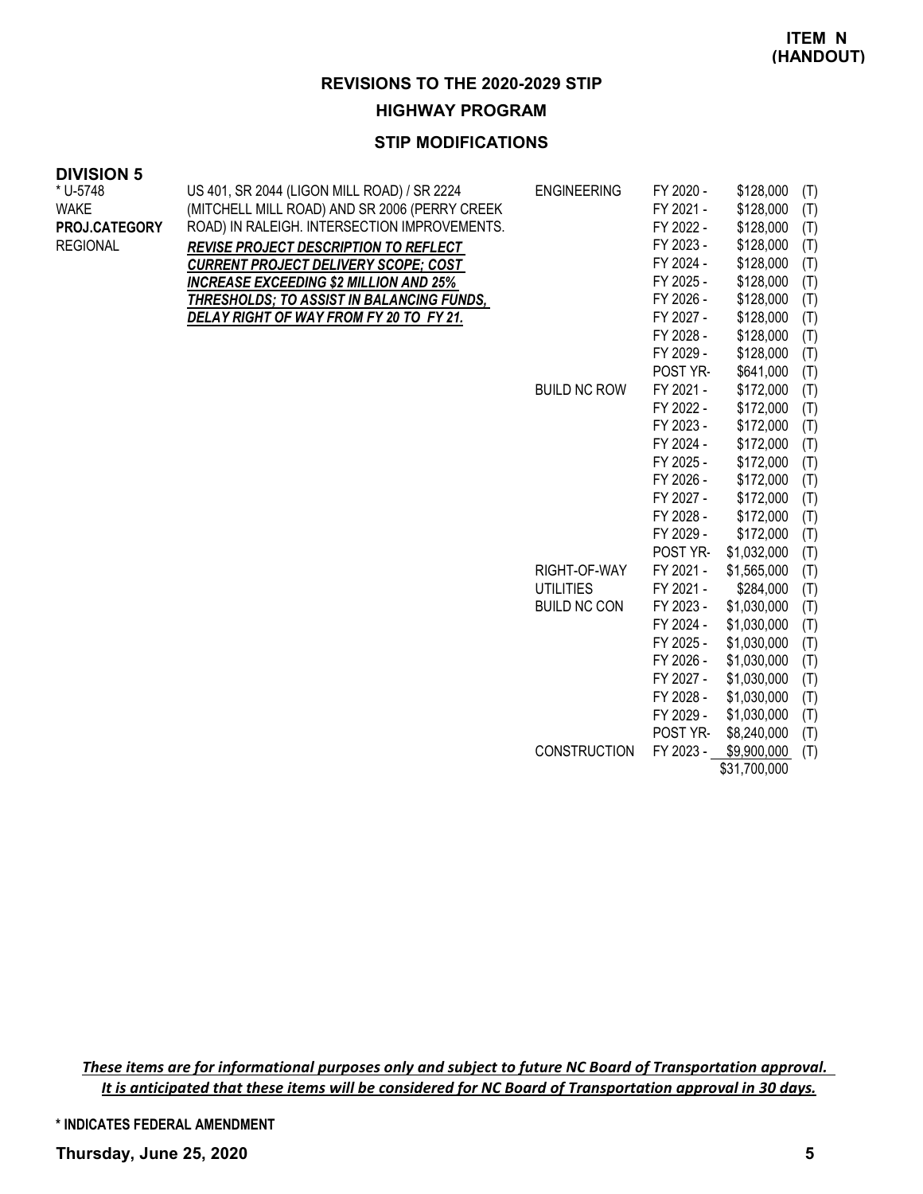**ITEM N (HANDOUT)**

## REVISIONS TO THE 2020-2029 STIP

### HIGHWAY PROGRAM

### STIP MODIFICATIONS

**DIVISION 5**

| | | | | | |
|---|---|---|---|---|---|
| * U-5748<br>WAKE<br>**PROJ.CATEGORY**<br>REGIONAL | US 401, SR 2044 (LIGON MILL ROAD) / SR 2224 (MITCHELL MILL ROAD) AND SR 2006 (PERRY CREEK ROAD) IN RALEIGH. INTERSECTION IMPROVEMENTS.<br>***REVISE PROJECT DESCRIPTION TO REFLECT CURRENT PROJECT DELIVERY SCOPE; COST INCREASE EXCEEDING $2 MILLION AND 25% THRESHOLDS; TO ASSIST IN BALANCING FUNDS, DELAY RIGHT OF WAY FROM FY 20 TO FY 21.*** | ENGINEERING | FY 2020 - | $128,000 | (T) |
| | | | FY 2021 - | $128,000 | (T) |
| | | | FY 2022 - | $128,000 | (T) |
| | | | FY 2023 - | $128,000 | (T) |
| | | | FY 2024 - | $128,000 | (T) |
| | | | FY 2025 - | $128,000 | (T) |
| | | | FY 2026 - | $128,000 | (T) |
| | | | FY 2027 - | $128,000 | (T) |
| | | | FY 2028 - | $128,000 | (T) |
| | | | FY 2029 - | $128,000 | (T) |
| | | | POST YR- | $641,000 | (T) |
| | | BUILD NC ROW | FY 2021 - | $172,000 | (T) |
| | | | FY 2022 - | $172,000 | (T) |
| | | | FY 2023 - | $172,000 | (T) |
| | | | FY 2024 - | $172,000 | (T) |
| | | | FY 2025 - | $172,000 | (T) |
| | | | FY 2026 - | $172,000 | (T) |
| | | | FY 2027 - | $172,000 | (T) |
| | | | FY 2028 - | $172,000 | (T) |
| | | | FY 2029 - | $172,000 | (T) |
| | | | POST YR- | $1,032,000 | (T) |
| | | RIGHT-OF-WAY | FY 2021 - | $1,565,000 | (T) |
| | | UTILITIES | FY 2021 - | $284,000 | (T) |
| | | BUILD NC CON | FY 2023 - | $1,030,000 | (T) |
| | | | FY 2024 - | $1,030,000 | (T) |
| | | | FY 2025 - | $1,030,000 | (T) |
| | | | FY 2026 - | $1,030,000 | (T) |
| | | | FY 2027 - | $1,030,000 | (T) |
| | | | FY 2028 - | $1,030,000 | (T) |
| | | | FY 2029 - | $1,030,000 | (T) |
| | | | POST YR- | $8,240,000 | (T) |
| | | CONSTRUCTION | FY 2023 - | $9,900,000 | (T) |
| | | | | $31,700,000 | |

*These items are for informational purposes only and subject to future NC Board of Transportation approval. It is anticipated that these items will be considered for NC Board of Transportation approval in 30 days.*

**\* INDICATES FEDERAL AMENDMENT**

**Thursday, June 25, 2020**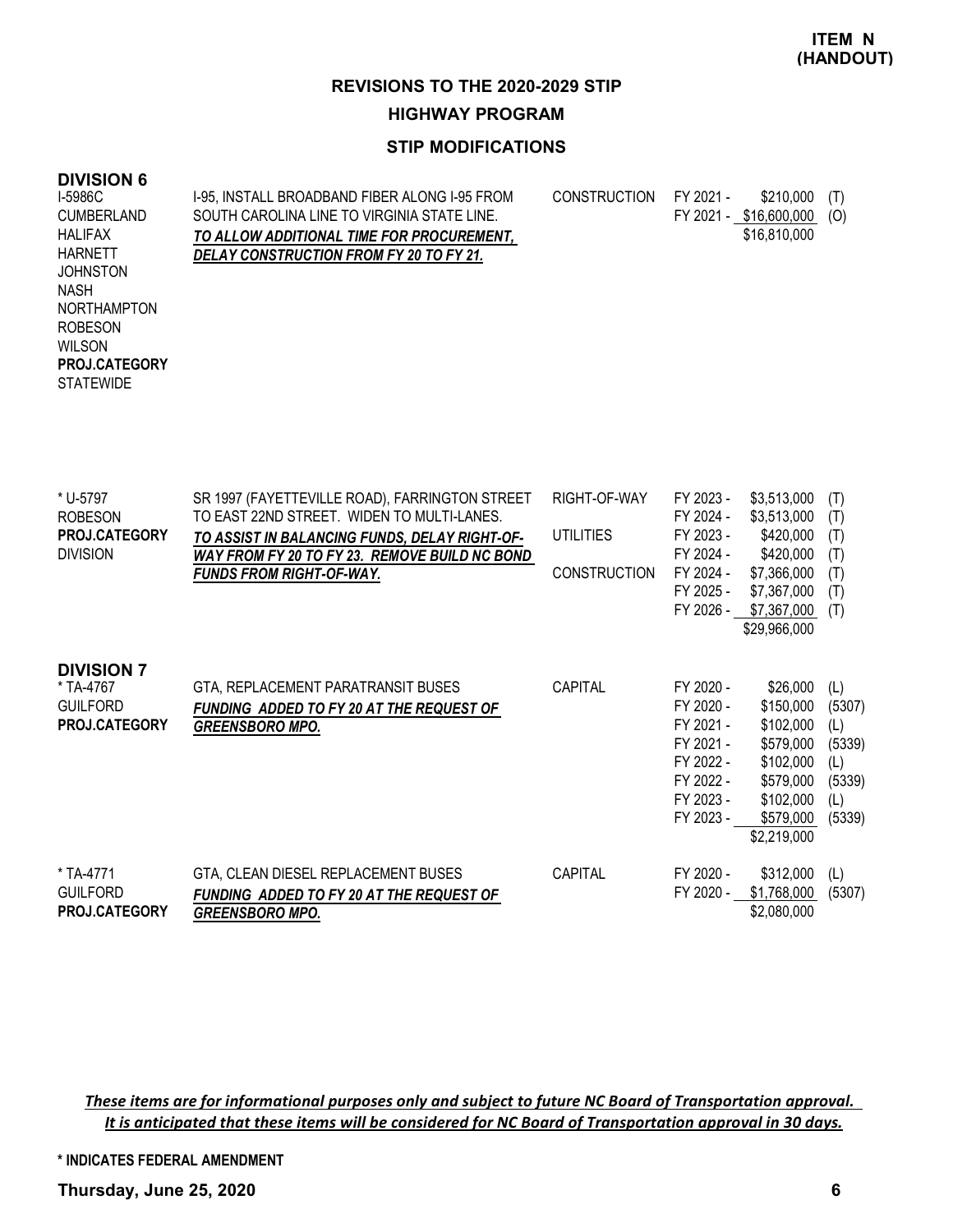**ITEM N (HANDOUT)**

# REVISIONS TO THE 2020-2029 STIP

## HIGHWAY PROGRAM

### STIP MODIFICATIONS

## DIVISION 6

| Project | Description | Phase | Fiscal Year | Amount | Source |
|---|---|---|---|---|---|
| I-5986C<br>CUMBERLAND<br>HALIFAX<br>HARNETT<br>JOHNSTON<br>NASH<br>NORTHAMPTON<br>ROBESON<br>WILSON<br>**PROJ.CATEGORY**<br>STATEWIDE | I-95, INSTALL BROADBAND FIBER ALONG I-95 FROM SOUTH CAROLINA LINE TO VIRGINIA STATE LINE.<br>***TO ALLOW ADDITIONAL TIME FOR PROCUREMENT, DELAY CONSTRUCTION FROM FY 20 TO FY 21.*** | CONSTRUCTION | FY 2021 - | $210,000 | (T) |
| | | | FY 2021 - | $16,600,000 | (O) |
| | | | | $16,810,000 | |
| * U-5797<br>ROBESON<br>**PROJ.CATEGORY**<br>DIVISION | SR 1997 (FAYETTEVILLE ROAD), FARRINGTON STREET TO EAST 22ND STREET. WIDEN TO MULTI-LANES.<br>***TO ASSIST IN BALANCING FUNDS, DELAY RIGHT-OF-WAY FROM FY 20 TO FY 23. REMOVE BUILD NC BOND FUNDS FROM RIGHT-OF-WAY.*** | RIGHT-OF-WAY | FY 2023 - | $3,513,000 | (T) |
| | | | FY 2024 - | $3,513,000 | (T) |
| | | UTILITIES | FY 2023 - | $420,000 | (T) |
| | | | FY 2024 - | $420,000 | (T) |
| | | CONSTRUCTION | FY 2024 - | $7,366,000 | (T) |
| | | | FY 2025 - | $7,367,000 | (T) |
| | | | FY 2026 - | $7,367,000 | (T) |
| | | | | $29,966,000 | |

## DIVISION 7

| Project | Description | Phase | Fiscal Year | Amount | Source |
|---|---|---|---|---|---|
| * TA-4767<br>GUILFORD<br>**PROJ.CATEGORY** | GTA, REPLACEMENT PARATRANSIT BUSES<br>***FUNDING ADDED TO FY 20 AT THE REQUEST OF GREENSBORO MPO.*** | CAPITAL | FY 2020 - | $26,000 | (L) |
| | | | FY 2020 - | $150,000 | (5307) |
| | | | FY 2021 - | $102,000 | (L) |
| | | | FY 2021 - | $579,000 | (5339) |
| | | | FY 2022 - | $102,000 | (L) |
| | | | FY 2022 - | $579,000 | (5339) |
| | | | FY 2023 - | $102,000 | (L) |
| | | | FY 2023 - | $579,000 | (5339) |
| | | | | $2,219,000 | |
| * TA-4771<br>GUILFORD<br>**PROJ.CATEGORY** | GTA, CLEAN DIESEL REPLACEMENT BUSES<br>***FUNDING ADDED TO FY 20 AT THE REQUEST OF GREENSBORO MPO.*** | CAPITAL | FY 2020 - | $312,000 | (L) |
| | | | FY 2020 - | $1,768,000 | (5307) |
| | | | | $2,080,000 | |

***These items are for informational purposes only and subject to future NC Board of Transportation approval. It is anticipated that these items will be considered for NC Board of Transportation approval in 30 days.***

**\* INDICATES FEDERAL AMENDMENT**

**Thursday, June 25, 2020**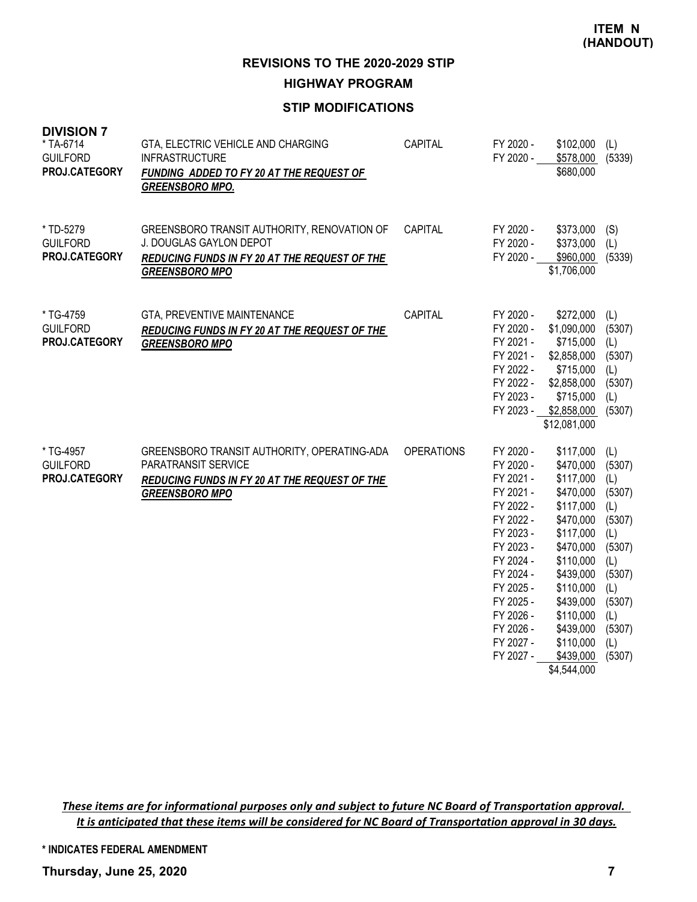**ITEM N (HANDOUT)**

## REVISIONS TO THE 2020-2029 STIP

### HIGHWAY PROGRAM

### STIP MODIFICATIONS

**DIVISION 7**

| Project | Description | Category | Fiscal Year | Amount | Source |
|---|---|---|---|---|---|
| * TA-6714<br>GUILFORD<br>**PROJ.CATEGORY** | GTA, ELECTRIC VEHICLE AND CHARGING INFRASTRUCTURE<br>***FUNDING ADDED TO FY 20 AT THE REQUEST OF GREENSBORO MPO.*** | CAPITAL | FY 2020 - | $102,000 | (L) |
| | | | FY 2020 - | $578,000 | (5339) |
| | | | | $680,000 | |
| * TD-5279<br>GUILFORD<br>**PROJ.CATEGORY** | GREENSBORO TRANSIT AUTHORITY, RENOVATION OF J. DOUGLAS GAYLON DEPOT<br>***REDUCING FUNDS IN FY 20 AT THE REQUEST OF THE GREENSBORO MPO*** | CAPITAL | FY 2020 - | $373,000 | (S) |
| | | | FY 2020 - | $373,000 | (L) |
| | | | FY 2020 - | $960,000 | (5339) |
| | | | | $1,706,000 | |
| * TG-4759<br>GUILFORD<br>**PROJ.CATEGORY** | GTA, PREVENTIVE MAINTENANCE<br>***REDUCING FUNDS IN FY 20 AT THE REQUEST OF THE GREENSBORO MPO*** | CAPITAL | FY 2020 - | $272,000 | (L) |
| | | | FY 2020 - | $1,090,000 | (5307) |
| | | | FY 2021 - | $715,000 | (L) |
| | | | FY 2021 - | $2,858,000 | (5307) |
| | | | FY 2022 - | $715,000 | (L) |
| | | | FY 2022 - | $2,858,000 | (5307) |
| | | | FY 2023 - | $715,000 | (L) |
| | | | FY 2023 - | $2,858,000 | (5307) |
| | | | | $12,081,000 | |
| * TG-4957<br>GUILFORD<br>**PROJ.CATEGORY** | GREENSBORO TRANSIT AUTHORITY, OPERATING-ADA PARATRANSIT SERVICE<br>***REDUCING FUNDS IN FY 20 AT THE REQUEST OF THE GREENSBORO MPO*** | OPERATIONS | FY 2020 - | $117,000 | (L) |
| | | | FY 2020 - | $470,000 | (5307) |
| | | | FY 2021 - | $117,000 | (L) |
| | | | FY 2021 - | $470,000 | (5307) |
| | | | FY 2022 - | $117,000 | (L) |
| | | | FY 2022 - | $470,000 | (5307) |
| | | | FY 2023 - | $117,000 | (L) |
| | | | FY 2023 - | $470,000 | (5307) |
| | | | FY 2024 - | $110,000 | (L) |
| | | | FY 2024 - | $439,000 | (5307) |
| | | | FY 2025 - | $110,000 | (L) |
| | | | FY 2025 - | $439,000 | (5307) |
| | | | FY 2026 - | $110,000 | (L) |
| | | | FY 2026 - | $439,000 | (5307) |
| | | | FY 2027 - | $110,000 | (L) |
| | | | FY 2027 - | $439,000 | (5307) |
| | | | | $4,544,000 | |

*These items are for informational purposes only and subject to future NC Board of Transportation approval. It is anticipated that these items will be considered for NC Board of Transportation approval in 30 days.*

**\* INDICATES FEDERAL AMENDMENT**

**Thursday, June 25, 2020**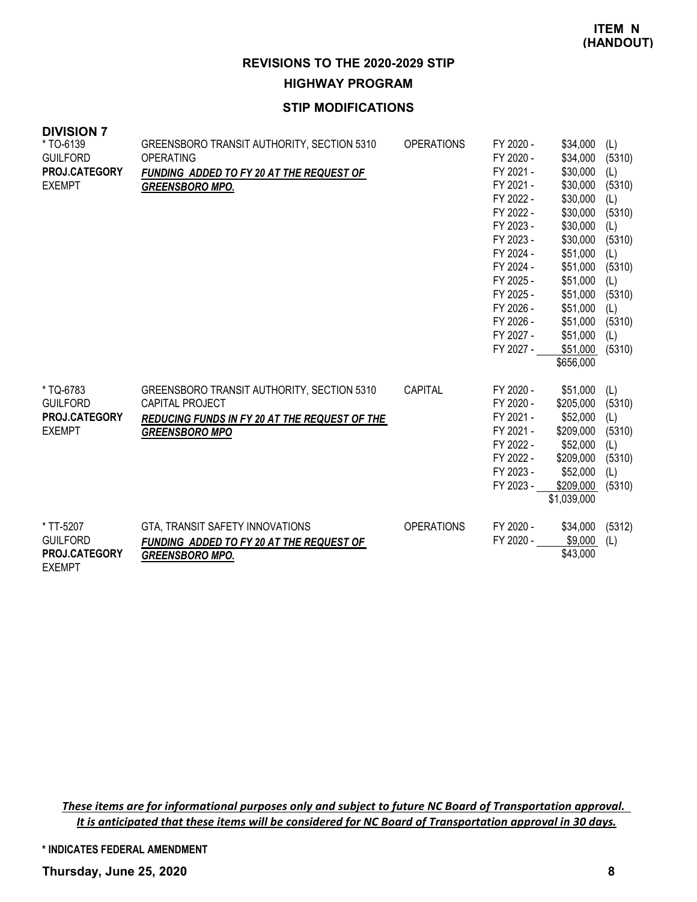**ITEM N (HANDOUT)**

## REVISIONS TO THE 2020-2029 STIP

### HIGHWAY PROGRAM

### STIP MODIFICATIONS

**DIVISION 7**

| Project | Description | Type | Fiscal Year | Amount | Source |
|---|---|---|---|---|---|
| * TO-6139 | GREENSBORO TRANSIT AUTHORITY, SECTION 5310 | OPERATIONS | FY 2020 - | $34,000 | (L) |
| GUILFORD | OPERATING | | FY 2020 - | $34,000 | (5310) |
| **PROJ.CATEGORY** | ***FUNDING ADDED TO FY 20 AT THE REQUEST OF*** | | FY 2021 - | $30,000 | (L) |
| EXEMPT | ***GREENSBORO MPO.*** | | FY 2021 - | $30,000 | (5310) |
| | | | FY 2022 - | $30,000 | (L) |
| | | | FY 2022 - | $30,000 | (5310) |
| | | | FY 2023 - | $30,000 | (L) |
| | | | FY 2023 - | $30,000 | (5310) |
| | | | FY 2024 - | $51,000 | (L) |
| | | | FY 2024 - | $51,000 | (5310) |
| | | | FY 2025 - | $51,000 | (L) |
| | | | FY 2025 - | $51,000 | (5310) |
| | | | FY 2026 - | $51,000 | (L) |
| | | | FY 2026 - | $51,000 | (5310) |
| | | | FY 2027 - | $51,000 | (L) |
| | | | FY 2027 - | $51,000 | (5310) |
| | | | | $656,000 | |
| * TQ-6783 | GREENSBORO TRANSIT AUTHORITY, SECTION 5310 | CAPITAL | FY 2020 - | $51,000 | (L) |
| GUILFORD | CAPITAL PROJECT | | FY 2020 - | $205,000 | (5310) |
| **PROJ.CATEGORY** | ***REDUCING FUNDS IN FY 20 AT THE REQUEST OF THE*** | | FY 2021 - | $52,000 | (L) |
| EXEMPT | ***GREENSBORO MPO*** | | FY 2021 - | $209,000 | (5310) |
| | | | FY 2022 - | $52,000 | (L) |
| | | | FY 2022 - | $209,000 | (5310) |
| | | | FY 2023 - | $52,000 | (L) |
| | | | FY 2023 - | $209,000 | (5310) |
| | | | | $1,039,000 | |
| * TT-5207 | GTA, TRANSIT SAFETY INNOVATIONS | OPERATIONS | FY 2020 - | $34,000 | (5312) |
| GUILFORD | ***FUNDING ADDED TO FY 20 AT THE REQUEST OF*** | | FY 2020 - | $9,000 | (L) |
| **PROJ.CATEGORY** | ***GREENSBORO MPO.*** | | | $43,000 | |
| EXEMPT | | | | | |

*These items are for informational purposes only and subject to future NC Board of Transportation approval. It is anticipated that these items will be considered for NC Board of Transportation approval in 30 days.*

**\* INDICATES FEDERAL AMENDMENT**

**Thursday, June 25, 2020**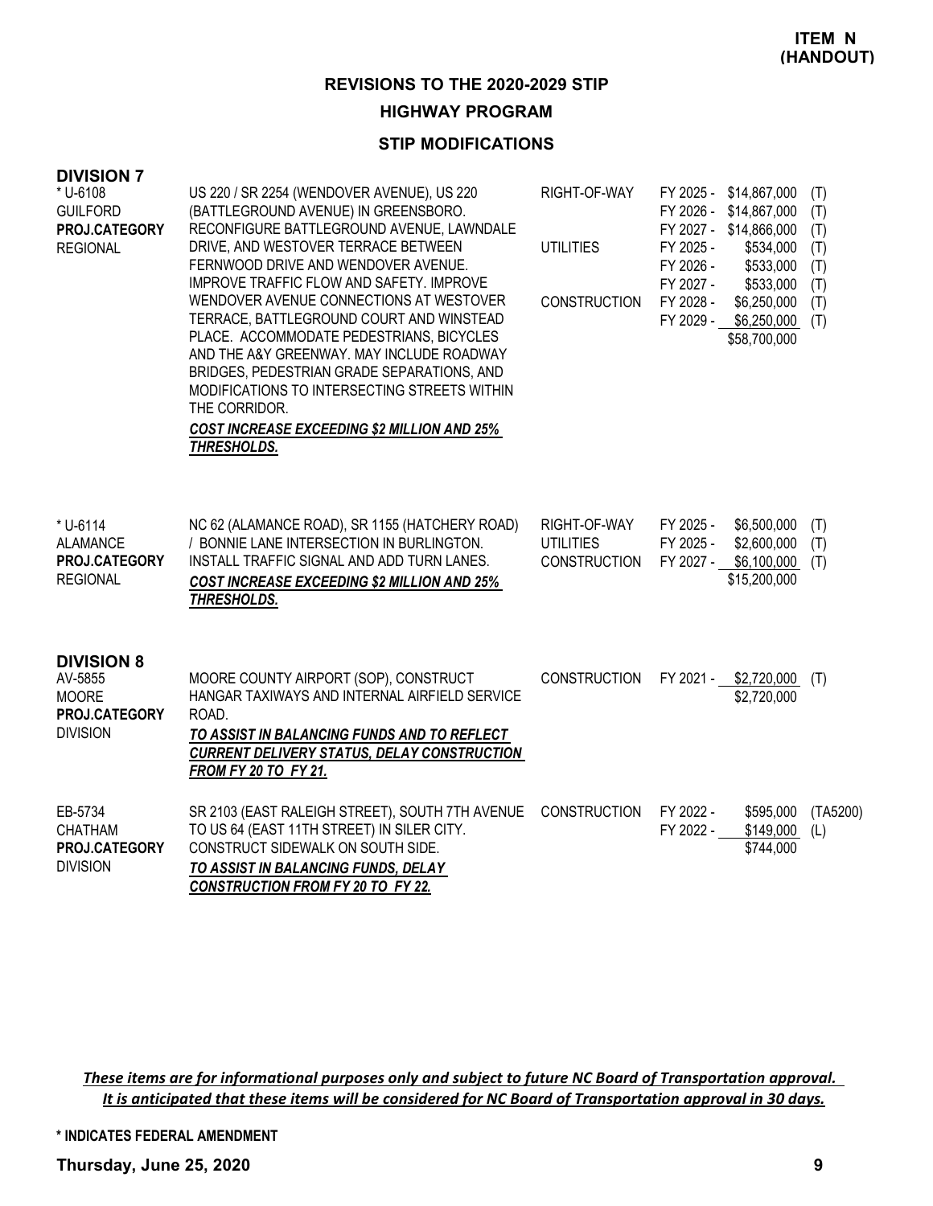**ITEM N (HANDOUT)**

## REVISIONS TO THE 2020-2029 STIP

### HIGHWAY PROGRAM

### STIP MODIFICATIONS

**DIVISION 7**

| Project | Description | Phase | FY | Amount | Source |
|---|---|---|---|---|---|
| * U-6108<br>GUILFORD<br>**PROJ.CATEGORY**<br>REGIONAL | US 220 / SR 2254 (WENDOVER AVENUE), US 220 (BATTLEGROUND AVENUE) IN GREENSBORO. RECONFIGURE BATTLEGROUND AVENUE, LAWNDALE DRIVE, AND WESTOVER TERRACE BETWEEN FERNWOOD DRIVE AND WENDOVER AVENUE. IMPROVE TRAFFIC FLOW AND SAFETY. IMPROVE WENDOVER AVENUE CONNECTIONS AT WESTOVER TERRACE, BATTLEGROUND COURT AND WINSTEAD PLACE. ACCOMMODATE PEDESTRIANS, BICYCLES AND THE A&Y GREENWAY. MAY INCLUDE ROADWAY BRIDGES, PEDESTRIAN GRADE SEPARATIONS, AND MODIFICATIONS TO INTERSECTING STREETS WITHIN THE CORRIDOR.<br>***COST INCREASE EXCEEDING $2 MILLION AND 25% THRESHOLDS.*** | RIGHT-OF-WAY | FY 2025 - | $14,867,000 | (T) |
| | | | FY 2026 - | $14,867,000 | (T) |
| | | | FY 2027 - | $14,866,000 | (T) |
| | | UTILITIES | FY 2025 - | $534,000 | (T) |
| | | | FY 2026 - | $533,000 | (T) |
| | | | FY 2027 - | $533,000 | (T) |
| | | CONSTRUCTION | FY 2028 - | $6,250,000 | (T) |
| | | | FY 2029 - | $6,250,000 | (T) |
| | | | | $58,700,000 | |
| * U-6114<br>ALAMANCE<br>**PROJ.CATEGORY**<br>REGIONAL | NC 62 (ALAMANCE ROAD), SR 1155 (HATCHERY ROAD) / BONNIE LANE INTERSECTION IN BURLINGTON. INSTALL TRAFFIC SIGNAL AND ADD TURN LANES.<br>***COST INCREASE EXCEEDING $2 MILLION AND 25% THRESHOLDS.*** | RIGHT-OF-WAY | FY 2025 - | $6,500,000 | (T) |
| | | UTILITIES | FY 2025 - | $2,600,000 | (T) |
| | | CONSTRUCTION | FY 2027 - | $6,100,000 | (T) |
| | | | | $15,200,000 | |

**DIVISION 8**

| Project | Description | Phase | FY | Amount | Source |
|---|---|---|---|---|---|
| AV-5855<br>MOORE<br>**PROJ.CATEGORY**<br>DIVISION | MOORE COUNTY AIRPORT (SOP), CONSTRUCT HANGAR TAXIWAYS AND INTERNAL AIRFIELD SERVICE ROAD.<br>***TO ASSIST IN BALANCING FUNDS AND TO REFLECT CURRENT DELIVERY STATUS, DELAY CONSTRUCTION FROM FY 20 TO FY 21.*** | CONSTRUCTION | FY 2021 - | $2,720,000 | (T) |
| | | | | $2,720,000 | |
| EB-5734<br>CHATHAM<br>**PROJ.CATEGORY**<br>DIVISION | SR 2103 (EAST RALEIGH STREET), SOUTH 7TH AVENUE TO US 64 (EAST 11TH STREET) IN SILER CITY. CONSTRUCT SIDEWALK ON SOUTH SIDE.<br>***TO ASSIST IN BALANCING FUNDS, DELAY CONSTRUCTION FROM FY 20 TO FY 22.*** | CONSTRUCTION | FY 2022 - | $595,000 | (TA5200) |
| | | | FY 2022 - | $149,000 | (L) |
| | | | | $744,000 | |

***These items are for informational purposes only and subject to future NC Board of Transportation approval. It is anticipated that these items will be considered for NC Board of Transportation approval in 30 days.***

**\* INDICATES FEDERAL AMENDMENT**

**Thursday, June 25, 2020**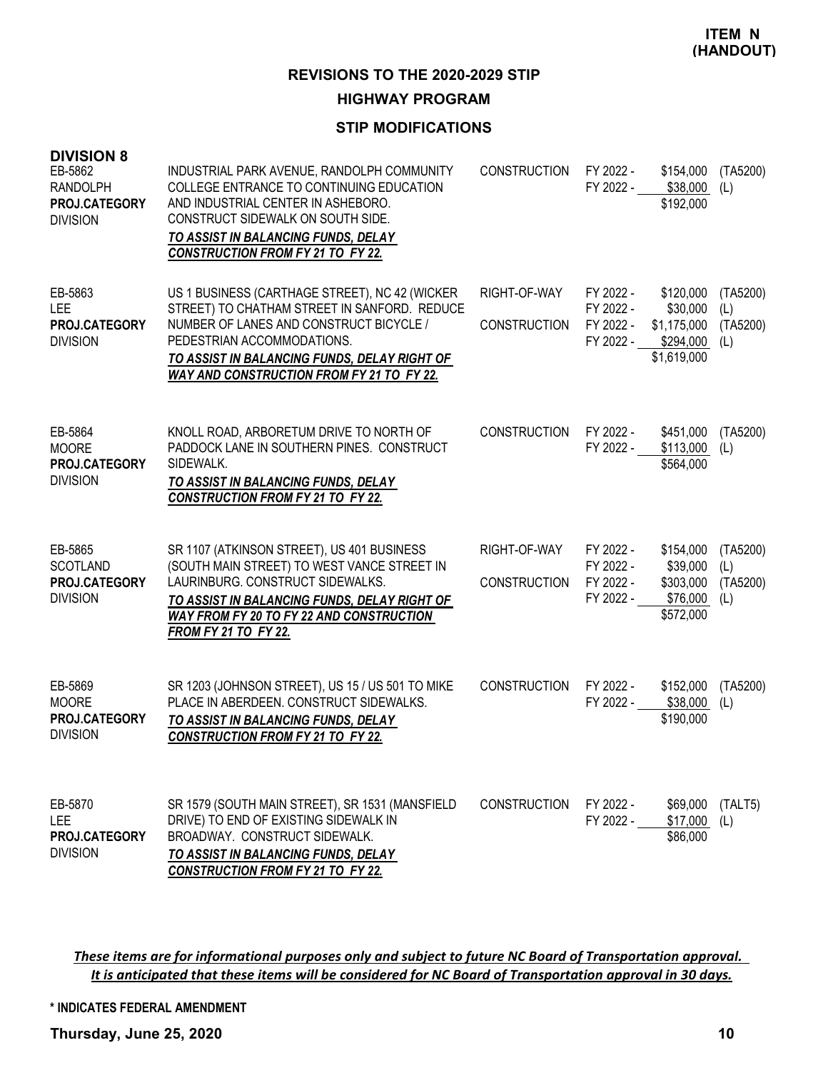**ITEM N (HANDOUT)**

## REVISIONS TO THE 2020-2029 STIP

### HIGHWAY PROGRAM

### STIP MODIFICATIONS

**DIVISION 8**

| Project | Description | Phase | Fiscal Year | Amount | Source |
|---|---|---|---|---|---|
| EB-5862<br>RANDOLPH<br>**PROJ.CATEGORY**<br>DIVISION | INDUSTRIAL PARK AVENUE, RANDOLPH COMMUNITY COLLEGE ENTRANCE TO CONTINUING EDUCATION AND INDUSTRIAL CENTER IN ASHEBORO. CONSTRUCT SIDEWALK ON SOUTH SIDE.<br>***TO ASSIST IN BALANCING FUNDS, DELAY CONSTRUCTION FROM FY 21 TO FY 22.*** | CONSTRUCTION | FY 2022 - | $154,000 | (TA5200) |
| | | | FY 2022 - | $38,000 | (L) |
| | | | | $192,000 | |
| EB-5863<br>LEE<br>**PROJ.CATEGORY**<br>DIVISION | US 1 BUSINESS (CARTHAGE STREET), NC 42 (WICKER STREET) TO CHATHAM STREET IN SANFORD. REDUCE NUMBER OF LANES AND CONSTRUCT BICYCLE / PEDESTRIAN ACCOMMODATIONS.<br>***TO ASSIST IN BALANCING FUNDS, DELAY RIGHT OF WAY AND CONSTRUCTION FROM FY 21 TO FY 22.*** | RIGHT-OF-WAY | FY 2022 - | $120,000 | (TA5200) |
| | | | FY 2022 - | $30,000 | (L) |
| | | CONSTRUCTION | FY 2022 - | $1,175,000 | (TA5200) |
| | | | FY 2022 - | $294,000 | (L) |
| | | | | $1,619,000 | |
| EB-5864<br>MOORE<br>**PROJ.CATEGORY**<br>DIVISION | KNOLL ROAD, ARBORETUM DRIVE TO NORTH OF PADDOCK LANE IN SOUTHERN PINES. CONSTRUCT SIDEWALK.<br>***TO ASSIST IN BALANCING FUNDS, DELAY CONSTRUCTION FROM FY 21 TO FY 22.*** | CONSTRUCTION | FY 2022 - | $451,000 | (TA5200) |
| | | | FY 2022 - | $113,000 | (L) |
| | | | | $564,000 | |
| EB-5865<br>SCOTLAND<br>**PROJ.CATEGORY**<br>DIVISION | SR 1107 (ATKINSON STREET), US 401 BUSINESS (SOUTH MAIN STREET) TO WEST VANCE STREET IN LAURINBURG. CONSTRUCT SIDEWALKS.<br>***TO ASSIST IN BALANCING FUNDS, DELAY RIGHT OF WAY FROM FY 20 TO FY 22 AND CONSTRUCTION FROM FY 21 TO FY 22.*** | RIGHT-OF-WAY | FY 2022 - | $154,000 | (TA5200) |
| | | | FY 2022 - | $39,000 | (L) |
| | | CONSTRUCTION | FY 2022 - | $303,000 | (TA5200) |
| | | | FY 2022 - | $76,000 | (L) |
| | | | | $572,000 | |
| EB-5869<br>MOORE<br>**PROJ.CATEGORY**<br>DIVISION | SR 1203 (JOHNSON STREET), US 15 / US 501 TO MIKE PLACE IN ABERDEEN. CONSTRUCT SIDEWALKS.<br>***TO ASSIST IN BALANCING FUNDS, DELAY CONSTRUCTION FROM FY 21 TO FY 22.*** | CONSTRUCTION | FY 2022 - | $152,000 | (TA5200) |
| | | | FY 2022 - | $38,000 | (L) |
| | | | | $190,000 | |
| EB-5870<br>LEE<br>**PROJ.CATEGORY**<br>DIVISION | SR 1579 (SOUTH MAIN STREET), SR 1531 (MANSFIELD DRIVE) TO END OF EXISTING SIDEWALK IN BROADWAY. CONSTRUCT SIDEWALK.<br>***TO ASSIST IN BALANCING FUNDS, DELAY CONSTRUCTION FROM FY 21 TO FY 22.*** | CONSTRUCTION | FY 2022 - | $69,000 | (TALT5) |
| | | | FY 2022 - | $17,000 | (L) |
| | | | | $86,000 | |

***These items are for informational purposes only and subject to future NC Board of Transportation approval. It is anticipated that these items will be considered for NC Board of Transportation approval in 30 days.***

**\* INDICATES FEDERAL AMENDMENT**

**Thursday, June 25, 2020**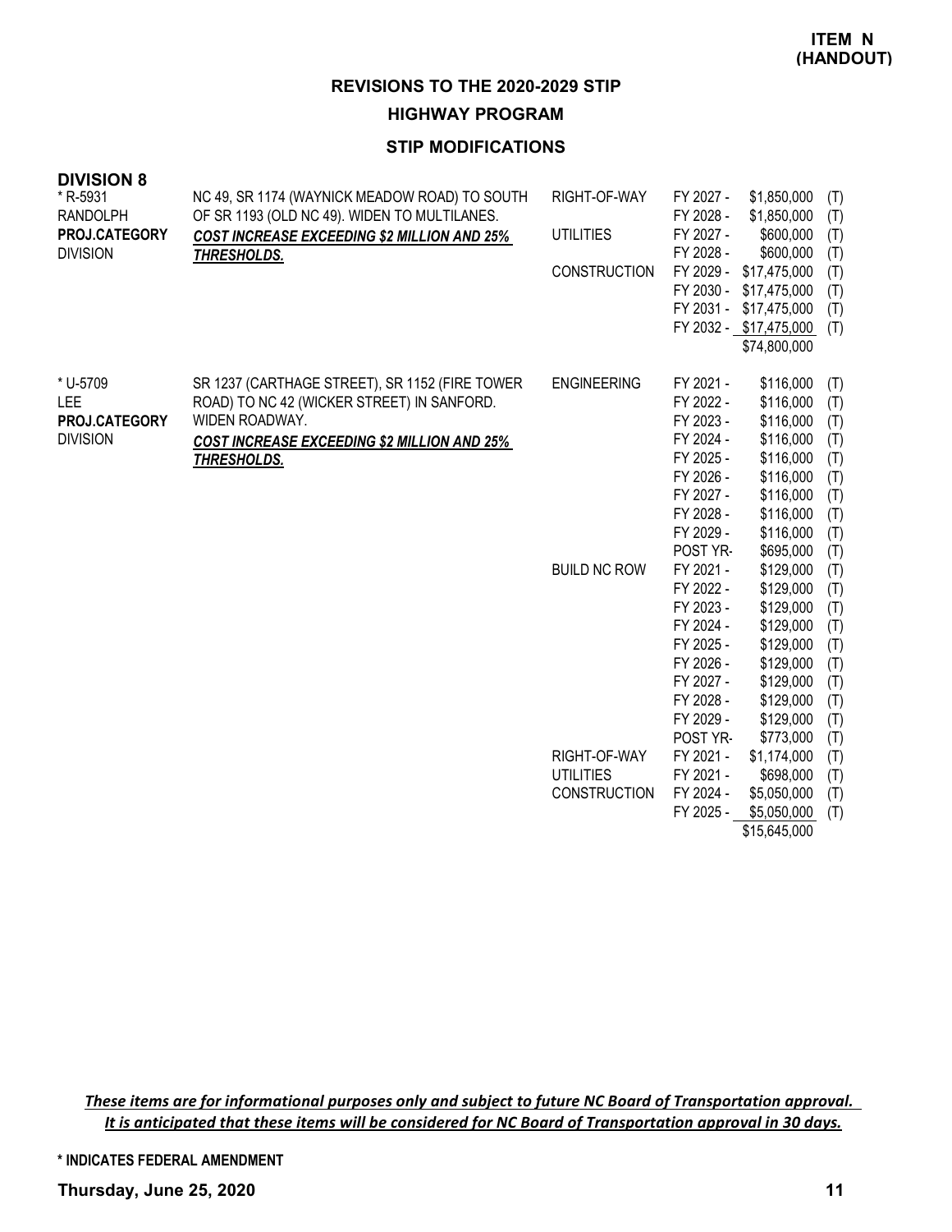**ITEM N (HANDOUT)**

## REVISIONS TO THE 2020-2029 STIP

### HIGHWAY PROGRAM

### STIP MODIFICATIONS

**DIVISION 8**

| Project | Description | Phase | Year | Amount | |
|---|---|---|---|---|---|
| * R-5931<br>RANDOLPH<br>**PROJ.CATEGORY**<br>DIVISION | NC 49, SR 1174 (WAYNICK MEADOW ROAD) TO SOUTH OF SR 1193 (OLD NC 49). WIDEN TO MULTILANES.<br>***COST INCREASE EXCEEDING $2 MILLION AND 25% THRESHOLDS.*** | RIGHT-OF-WAY | FY 2027 - | $1,850,000 | (T) |
| | | | FY 2028 - | $1,850,000 | (T) |
| | | UTILITIES | FY 2027 - | $600,000 | (T) |
| | | | FY 2028 - | $600,000 | (T) |
| | | CONSTRUCTION | FY 2029 - | $17,475,000 | (T) |
| | | | FY 2030 - | $17,475,000 | (T) |
| | | | FY 2031 - | $17,475,000 | (T) |
| | | | FY 2032 - | $17,475,000 | (T) |
| | | | | $74,800,000 | |
| * U-5709<br>LEE<br>**PROJ.CATEGORY**<br>DIVISION | SR 1237 (CARTHAGE STREET), SR 1152 (FIRE TOWER ROAD) TO NC 42 (WICKER STREET) IN SANFORD. WIDEN ROADWAY.<br>***COST INCREASE EXCEEDING $2 MILLION AND 25% THRESHOLDS.*** | ENGINEERING | FY 2021 - | $116,000 | (T) |
| | | | FY 2022 - | $116,000 | (T) |
| | | | FY 2023 - | $116,000 | (T) |
| | | | FY 2024 - | $116,000 | (T) |
| | | | FY 2025 - | $116,000 | (T) |
| | | | FY 2026 - | $116,000 | (T) |
| | | | FY 2027 - | $116,000 | (T) |
| | | | FY 2028 - | $116,000 | (T) |
| | | | FY 2029 - | $116,000 | (T) |
| | | | POST YR- | $695,000 | (T) |
| | | BUILD NC ROW | FY 2021 - | $129,000 | (T) |
| | | | FY 2022 - | $129,000 | (T) |
| | | | FY 2023 - | $129,000 | (T) |
| | | | FY 2024 - | $129,000 | (T) |
| | | | FY 2025 - | $129,000 | (T) |
| | | | FY 2026 - | $129,000 | (T) |
| | | | FY 2027 - | $129,000 | (T) |
| | | | FY 2028 - | $129,000 | (T) |
| | | | FY 2029 - | $129,000 | (T) |
| | | | POST YR- | $773,000 | (T) |
| | | RIGHT-OF-WAY | FY 2021 - | $1,174,000 | (T) |
| | | UTILITIES | FY 2021 - | $698,000 | (T) |
| | | CONSTRUCTION | FY 2024 - | $5,050,000 | (T) |
| | | | FY 2025 - | $5,050,000 | (T) |
| | | | | $15,645,000 | |

*These items are for informational purposes only and subject to future NC Board of Transportation approval. It is anticipated that these items will be considered for NC Board of Transportation approval in 30 days.*

**\* INDICATES FEDERAL AMENDMENT**

**Thursday, June 25, 2020**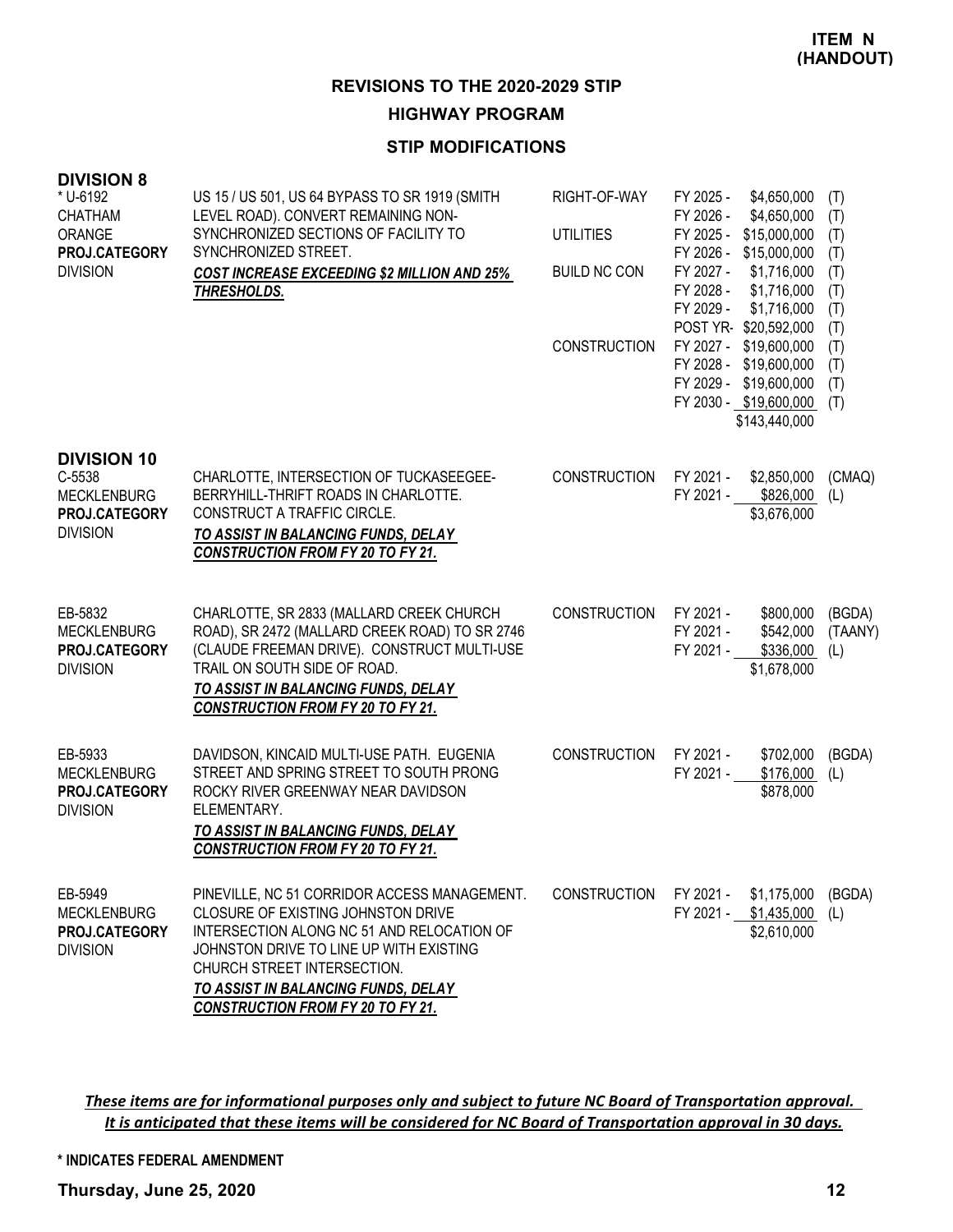**ITEM N (HANDOUT)**

# REVISIONS TO THE 2020-2029 STIP

## HIGHWAY PROGRAM

### STIP MODIFICATIONS

**DIVISION 8**

| Project | Description | Phase | Fiscal Year / Amount | Fund |
|---|---|---|---|---|
| * U-6192<br>CHATHAM<br>ORANGE<br>**PROJ.CATEGORY**<br>DIVISION | US 15 / US 501, US 64 BYPASS TO SR 1919 (SMITH LEVEL ROAD). CONVERT REMAINING NON-SYNCHRONIZED SECTIONS OF FACILITY TO SYNCHRONIZED STREET.<br>***COST INCREASE EXCEEDING $2 MILLION AND 25% THRESHOLDS.*** | RIGHT-OF-WAY | FY 2025 - $4,650,000 | (T) |
| | | | FY 2026 - $4,650,000 | (T) |
| | | UTILITIES | FY 2025 - $15,000,000 | (T) |
| | | | FY 2026 - $15,000,000 | (T) |
| | | BUILD NC CON | FY 2027 - $1,716,000 | (T) |
| | | | FY 2028 - $1,716,000 | (T) |
| | | | FY 2029 - $1,716,000 | (T) |
| | | | POST YR- $20,592,000 | (T) |
| | | CONSTRUCTION | FY 2027 - $19,600,000 | (T) |
| | | | FY 2028 - $19,600,000 | (T) |
| | | | FY 2029 - $19,600,000 | (T) |
| | | | FY 2030 - $19,600,000 | (T) |
| | | | $143,440,000 | |

**DIVISION 10**

| Project | Description | Phase | Fiscal Year / Amount | Fund |
|---|---|---|---|---|
| C-5538<br>MECKLENBURG<br>**PROJ.CATEGORY**<br>DIVISION | CHARLOTTE, INTERSECTION OF TUCKASEEGEE-BERRYHILL-THRIFT ROADS IN CHARLOTTE. CONSTRUCT A TRAFFIC CIRCLE.<br>***TO ASSIST IN BALANCING FUNDS, DELAY CONSTRUCTION FROM FY 20 TO FY 21.*** | CONSTRUCTION | FY 2021 - $2,850,000 | (CMAQ) |
| | | | FY 2021 - $826,000 | (L) |
| | | | $3,676,000 | |
| EB-5832<br>MECKLENBURG<br>**PROJ.CATEGORY**<br>DIVISION | CHARLOTTE, SR 2833 (MALLARD CREEK CHURCH ROAD), SR 2472 (MALLARD CREEK ROAD) TO SR 2746 (CLAUDE FREEMAN DRIVE). CONSTRUCT MULTI-USE TRAIL ON SOUTH SIDE OF ROAD.<br>***TO ASSIST IN BALANCING FUNDS, DELAY CONSTRUCTION FROM FY 20 TO FY 21.*** | CONSTRUCTION | FY 2021 - $800,000 | (BGDA) |
| | | | FY 2021 - $542,000 | (TAANY) |
| | | | FY 2021 - $336,000 | (L) |
| | | | $1,678,000 | |
| EB-5933<br>MECKLENBURG<br>**PROJ.CATEGORY**<br>DIVISION | DAVIDSON, KINCAID MULTI-USE PATH. EUGENIA STREET AND SPRING STREET TO SOUTH PRONG ROCKY RIVER GREENWAY NEAR DAVIDSON ELEMENTARY.<br>***TO ASSIST IN BALANCING FUNDS, DELAY CONSTRUCTION FROM FY 20 TO FY 21.*** | CONSTRUCTION | FY 2021 - $702,000 | (BGDA) |
| | | | FY 2021 - $176,000 | (L) |
| | | | $878,000 | |
| EB-5949<br>MECKLENBURG<br>**PROJ.CATEGORY**<br>DIVISION | PINEVILLE, NC 51 CORRIDOR ACCESS MANAGEMENT. CLOSURE OF EXISTING JOHNSTON DRIVE INTERSECTION ALONG NC 51 AND RELOCATION OF JOHNSTON DRIVE TO LINE UP WITH EXISTING CHURCH STREET INTERSECTION.<br>***TO ASSIST IN BALANCING FUNDS, DELAY CONSTRUCTION FROM FY 20 TO FY 21.*** | CONSTRUCTION | FY 2021 - $1,175,000 | (BGDA) |
| | | | FY 2021 - $1,435,000 | (L) |
| | | | $2,610,000 | |

***These items are for informational purposes only and subject to future NC Board of Transportation approval. It is anticipated that these items will be considered for NC Board of Transportation approval in 30 days.***

**\* INDICATES FEDERAL AMENDMENT**

**Thursday, June 25, 2020**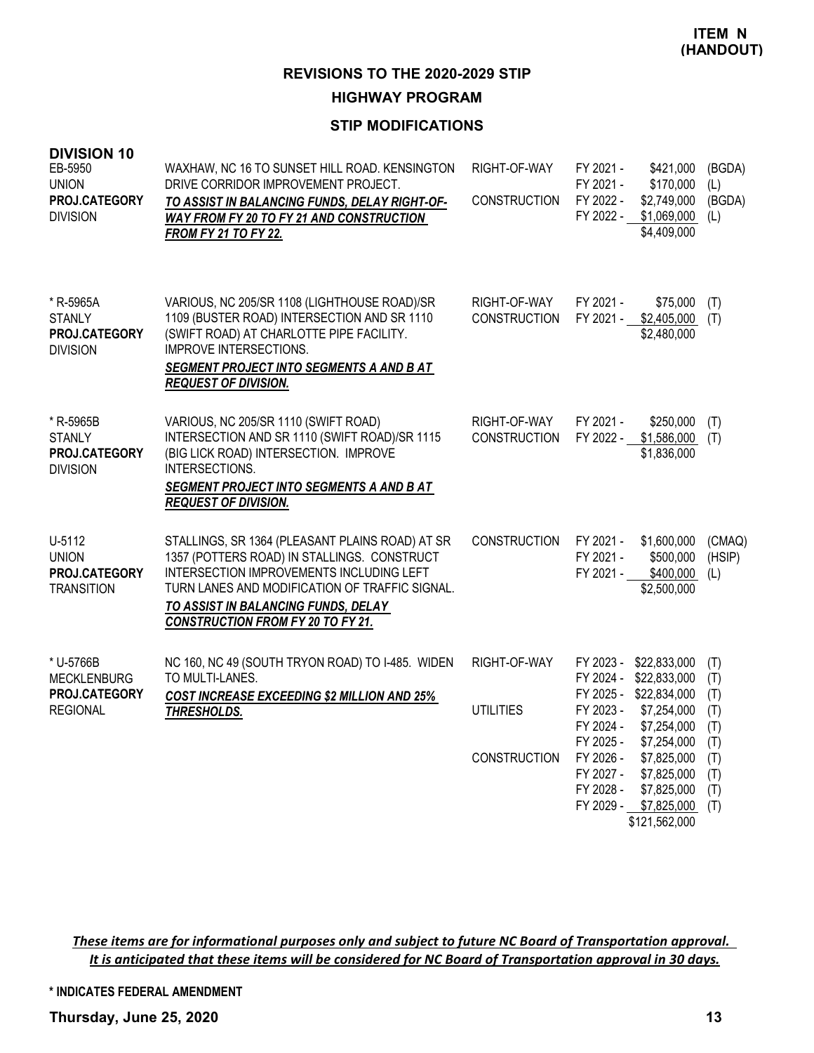**ITEM N (HANDOUT)**

# REVISIONS TO THE 2020-2029 STIP

## HIGHWAY PROGRAM

### STIP MODIFICATIONS

**DIVISION 10**

| Project | Description | Work Type | Fiscal Year | Amount | Fund |
|---|---|---|---|---|---|
| EB-5950<br>UNION<br>**PROJ.CATEGORY**<br>DIVISION | WAXHAW, NC 16 TO SUNSET HILL ROAD. KENSINGTON DRIVE CORRIDOR IMPROVEMENT PROJECT.<br>***TO ASSIST IN BALANCING FUNDS, DELAY RIGHT-OF-WAY FROM FY 20 TO FY 21 AND CONSTRUCTION FROM FY 21 TO FY 22.*** | RIGHT-OF-WAY | FY 2021 - | $421,000 | (BGDA) |
| | | | FY 2021 - | $170,000 | (L) |
| | | CONSTRUCTION | FY 2022 - | $2,749,000 | (BGDA) |
| | | | FY 2022 - | $1,069,000 | (L) |
| | | | | $4,409,000 | |
| * R-5965A<br>STANLY<br>**PROJ.CATEGORY**<br>DIVISION | VARIOUS, NC 205/SR 1108 (LIGHTHOUSE ROAD)/SR 1109 (BUSTER ROAD) INTERSECTION AND SR 1110 (SWIFT ROAD) AT CHARLOTTE PIPE FACILITY. IMPROVE INTERSECTIONS.<br>***SEGMENT PROJECT INTO SEGMENTS A AND B AT REQUEST OF DIVISION.*** | RIGHT-OF-WAY | FY 2021 - | $75,000 | (T) |
| | | CONSTRUCTION | FY 2021 - | $2,405,000 | (T) |
| | | | | $2,480,000 | |
| * R-5965B<br>STANLY<br>**PROJ.CATEGORY**<br>DIVISION | VARIOUS, NC 205/SR 1110 (SWIFT ROAD) INTERSECTION AND SR 1110 (SWIFT ROAD)/SR 1115 (BIG LICK ROAD) INTERSECTION. IMPROVE INTERSECTIONS.<br>***SEGMENT PROJECT INTO SEGMENTS A AND B AT REQUEST OF DIVISION.*** | RIGHT-OF-WAY | FY 2021 - | $250,000 | (T) |
| | | CONSTRUCTION | FY 2022 - | $1,586,000 | (T) |
| | | | | $1,836,000 | |
| U-5112<br>UNION<br>**PROJ.CATEGORY**<br>TRANSITION | STALLINGS, SR 1364 (PLEASANT PLAINS ROAD) AT SR 1357 (POTTERS ROAD) IN STALLINGS. CONSTRUCT INTERSECTION IMPROVEMENTS INCLUDING LEFT TURN LANES AND MODIFICATION OF TRAFFIC SIGNAL.<br>***TO ASSIST IN BALANCING FUNDS, DELAY CONSTRUCTION FROM FY 20 TO FY 21.*** | CONSTRUCTION | FY 2021 - | $1,600,000 | (CMAQ) |
| | | | FY 2021 - | $500,000 | (HSIP) |
| | | | FY 2021 - | $400,000 | (L) |
| | | | | $2,500,000 | |
| * U-5766B<br>MECKLENBURG<br>**PROJ.CATEGORY**<br>REGIONAL | NC 160, NC 49 (SOUTH TRYON ROAD) TO I-485. WIDEN TO MULTI-LANES.<br>***COST INCREASE EXCEEDING $2 MILLION AND 25% THRESHOLDS.*** | RIGHT-OF-WAY | FY 2023 - | $22,833,000 | (T) |
| | | | FY 2024 - | $22,833,000 | (T) |
| | | | FY 2025 - | $22,834,000 | (T) |
| | | UTILITIES | FY 2023 - | $7,254,000 | (T) |
| | | | FY 2024 - | $7,254,000 | (T) |
| | | | FY 2025 - | $7,254,000 | (T) |
| | | CONSTRUCTION | FY 2026 - | $7,825,000 | (T) |
| | | | FY 2027 - | $7,825,000 | (T) |
| | | | FY 2028 - | $7,825,000 | (T) |
| | | | FY 2029 - | $7,825,000 | (T) |
| | | | | $121,562,000 | |

*These items are for informational purposes only and subject to future NC Board of Transportation approval. It is anticipated that these items will be considered for NC Board of Transportation approval in 30 days.*

**\* INDICATES FEDERAL AMENDMENT**

**Thursday, June 25, 2020**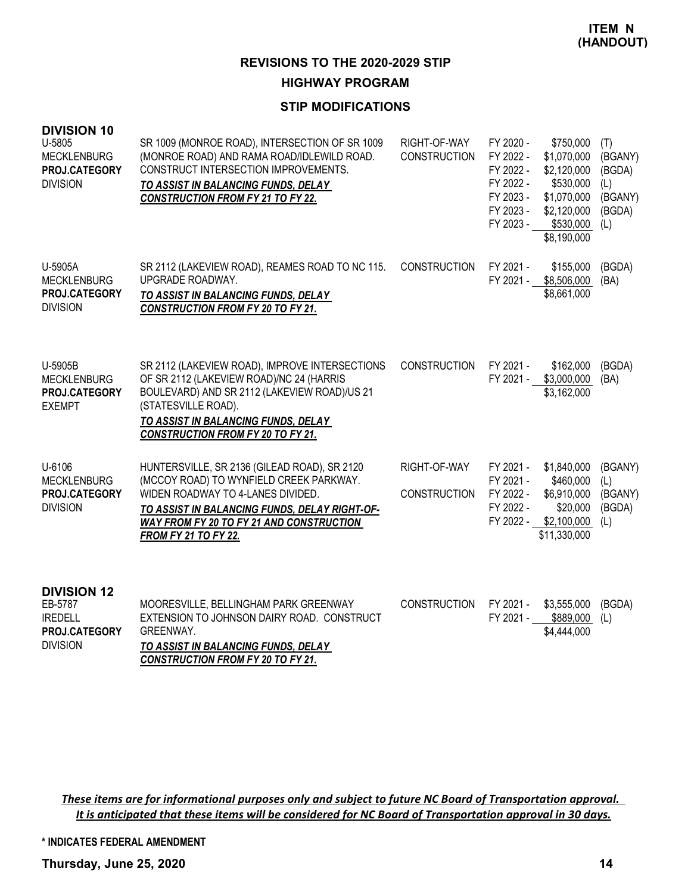**ITEM N (HANDOUT)**

## REVISIONS TO THE 2020-2029 STIP

### HIGHWAY PROGRAM

### STIP MODIFICATIONS

**DIVISION 10**

| Project | Description | Phase | Year | Amount | Source |
|---|---|---|---|---|---|
| U-5805<br>MECKLENBURG<br>**PROJ.CATEGORY**<br>DIVISION | SR 1009 (MONROE ROAD), INTERSECTION OF SR 1009 (MONROE ROAD) AND RAMA ROAD/IDLEWILD ROAD. CONSTRUCT INTERSECTION IMPROVEMENTS.<br>***TO ASSIST IN BALANCING FUNDS, DELAY CONSTRUCTION FROM FY 21 TO FY 22.*** | RIGHT-OF-WAY | FY 2020 - | $750,000 | (T) |
| | | CONSTRUCTION | FY 2022 - | $1,070,000 | (BGANY) |
| | | | FY 2022 - | $2,120,000 | (BGDA) |
| | | | FY 2022 - | $530,000 | (L) |
| | | | FY 2023 - | $1,070,000 | (BGANY) |
| | | | FY 2023 - | $2,120,000 | (BGDA) |
| | | | FY 2023 - | $530,000 | (L) |
| | | | | $8,190,000 | |
| U-5905A<br>MECKLENBURG<br>**PROJ.CATEGORY**<br>DIVISION | SR 2112 (LAKEVIEW ROAD), REAMES ROAD TO NC 115. UPGRADE ROADWAY.<br>***TO ASSIST IN BALANCING FUNDS, DELAY CONSTRUCTION FROM FY 20 TO FY 21.*** | CONSTRUCTION | FY 2021 - | $155,000 | (BGDA) |
| | | | FY 2021 - | $8,506,000 | (BA) |
| | | | | $8,661,000 | |
| U-5905B<br>MECKLENBURG<br>**PROJ.CATEGORY**<br>EXEMPT | SR 2112 (LAKEVIEW ROAD), IMPROVE INTERSECTIONS OF SR 2112 (LAKEVIEW ROAD)/NC 24 (HARRIS BOULEVARD) AND SR 2112 (LAKEVIEW ROAD)/US 21 (STATESVILLE ROAD).<br>***TO ASSIST IN BALANCING FUNDS, DELAY CONSTRUCTION FROM FY 20 TO FY 21.*** | CONSTRUCTION | FY 2021 - | $162,000 | (BGDA) |
| | | | FY 2021 - | $3,000,000 | (BA) |
| | | | | $3,162,000 | |
| U-6106<br>MECKLENBURG<br>**PROJ.CATEGORY**<br>DIVISION | HUNTERSVILLE, SR 2136 (GILEAD ROAD), SR 2120 (MCCOY ROAD) TO WYNFIELD CREEK PARKWAY. WIDEN ROADWAY TO 4-LANES DIVIDED.<br>***TO ASSIST IN BALANCING FUNDS, DELAY RIGHT-OF-WAY FROM FY 20 TO FY 21 AND CONSTRUCTION FROM FY 21 TO FY 22.*** | RIGHT-OF-WAY | FY 2021 - | $1,840,000 | (BGANY) |
| | | | FY 2021 - | $460,000 | (L) |
| | | CONSTRUCTION | FY 2022 - | $6,910,000 | (BGANY) |
| | | | FY 2022 - | $20,000 | (BGDA) |
| | | | FY 2022 - | $2,100,000 | (L) |
| | | | | $11,330,000 | |

**DIVISION 12**

| Project | Description | Phase | Year | Amount | Source |
|---|---|---|---|---|---|
| EB-5787<br>IREDELL<br>**PROJ.CATEGORY**<br>DIVISION | MOORESVILLE, BELLINGHAM PARK GREENWAY EXTENSION TO JOHNSON DAIRY ROAD. CONSTRUCT GREENWAY.<br>***TO ASSIST IN BALANCING FUNDS, DELAY CONSTRUCTION FROM FY 20 TO FY 21.*** | CONSTRUCTION | FY 2021 - | $3,555,000 | (BGDA) |
| | | | FY 2021 - | $889,000 | (L) |
| | | | | $4,444,000 | |

***These items are for informational purposes only and subject to future NC Board of Transportation approval. It is anticipated that these items will be considered for NC Board of Transportation approval in 30 days.***

**\* INDICATES FEDERAL AMENDMENT**

**Thursday, June 25, 2020**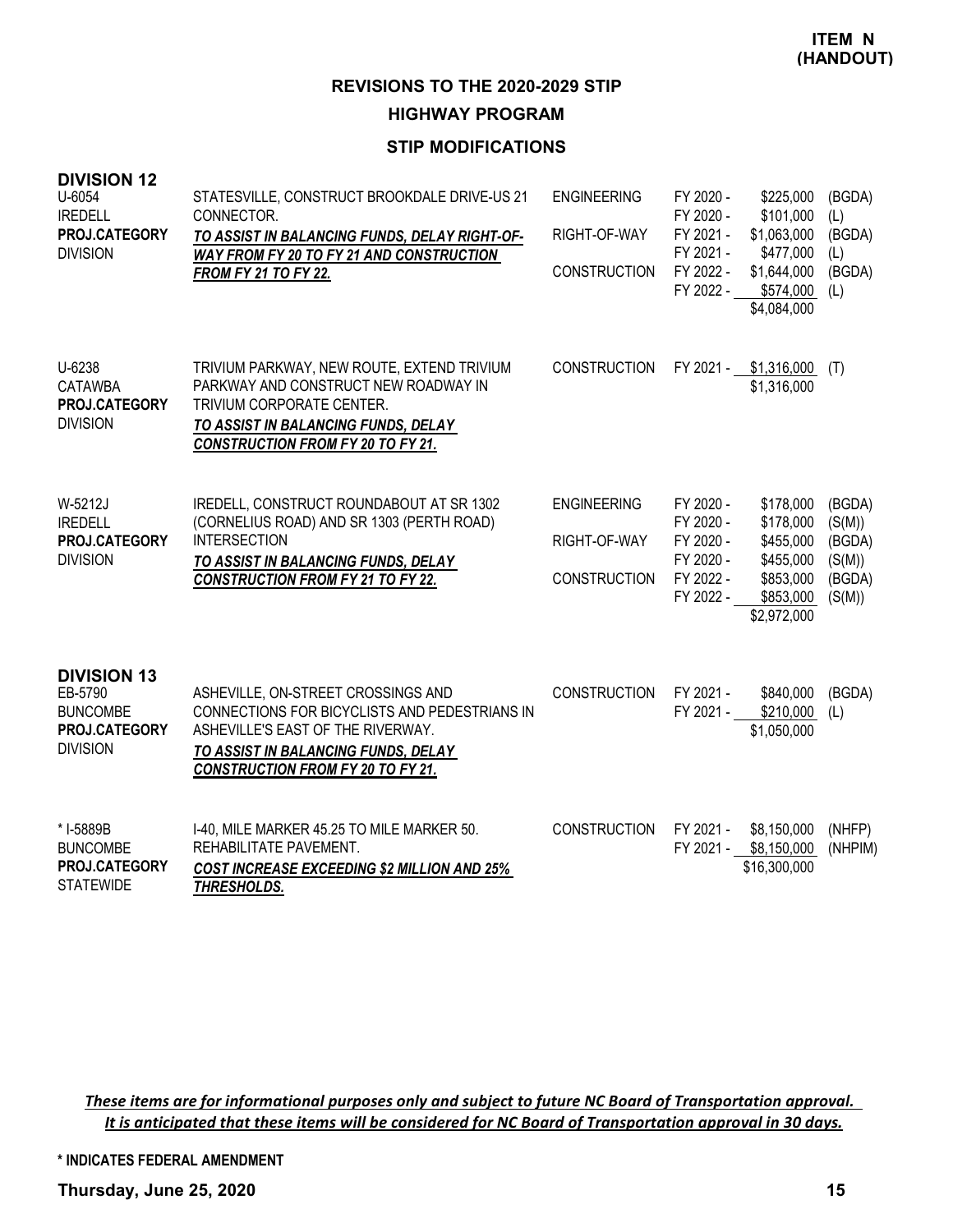**ITEM N (HANDOUT)**

## REVISIONS TO THE 2020-2029 STIP

### HIGHWAY PROGRAM

### STIP MODIFICATIONS

**DIVISION 12**

| Project | Description | Phase | Year | Amount | Source |
|---|---|---|---|---|---|
| U-6054<br>IREDELL<br>**PROJ.CATEGORY**<br>DIVISION | STATESVILLE, CONSTRUCT BROOKDALE DRIVE-US 21 CONNECTOR.<br>***TO ASSIST IN BALANCING FUNDS, DELAY RIGHT-OF-WAY FROM FY 20 TO FY 21 AND CONSTRUCTION FROM FY 21 TO FY 22.*** | ENGINEERING | FY 2020 - | $225,000 | (BGDA) |
| | | | FY 2020 - | $101,000 | (L) |
| | | RIGHT-OF-WAY | FY 2021 - | $1,063,000 | (BGDA) |
| | | | FY 2021 - | $477,000 | (L) |
| | | CONSTRUCTION | FY 2022 - | $1,644,000 | (BGDA) |
| | | | FY 2022 - | $574,000 | (L) |
| | | | | $4,084,000 | |
| U-6238<br>CATAWBA<br>**PROJ.CATEGORY**<br>DIVISION | TRIVIUM PARKWAY, NEW ROUTE, EXTEND TRIVIUM PARKWAY AND CONSTRUCT NEW ROADWAY IN TRIVIUM CORPORATE CENTER.<br>***TO ASSIST IN BALANCING FUNDS, DELAY CONSTRUCTION FROM FY 20 TO FY 21.*** | CONSTRUCTION | FY 2021 - | $1,316,000 | (T) |
| | | | | $1,316,000 | |
| W-5212J<br>IREDELL<br>**PROJ.CATEGORY**<br>DIVISION | IREDELL, CONSTRUCT ROUNDABOUT AT SR 1302 (CORNELIUS ROAD) AND SR 1303 (PERTH ROAD) INTERSECTION<br>***TO ASSIST IN BALANCING FUNDS, DELAY CONSTRUCTION FROM FY 21 TO FY 22.*** | ENGINEERING | FY 2020 - | $178,000 | (BGDA) |
| | | | FY 2020 - | $178,000 | (S(M)) |
| | | RIGHT-OF-WAY | FY 2020 - | $455,000 | (BGDA) |
| | | | FY 2020 - | $455,000 | (S(M)) |
| | | CONSTRUCTION | FY 2022 - | $853,000 | (BGDA) |
| | | | FY 2022 - | $853,000 | (S(M)) |
| | | | | $2,972,000 | |

**DIVISION 13**

| Project | Description | Phase | Year | Amount | Source |
|---|---|---|---|---|---|
| EB-5790<br>BUNCOMBE<br>**PROJ.CATEGORY**<br>DIVISION | ASHEVILLE, ON-STREET CROSSINGS AND CONNECTIONS FOR BICYCLISTS AND PEDESTRIANS IN ASHEVILLE'S EAST OF THE RIVERWAY.<br>***TO ASSIST IN BALANCING FUNDS, DELAY CONSTRUCTION FROM FY 20 TO FY 21.*** | CONSTRUCTION | FY 2021 - | $840,000 | (BGDA) |
| | | | FY 2021 - | $210,000 | (L) |
| | | | | $1,050,000 | |
| * I-5889B<br>BUNCOMBE<br>**PROJ.CATEGORY**<br>STATEWIDE | I-40, MILE MARKER 45.25 TO MILE MARKER 50. REHABILITATE PAVEMENT.<br>***COST INCREASE EXCEEDING $2 MILLION AND 25% THRESHOLDS.*** | CONSTRUCTION | FY 2021 - | $8,150,000 | (NHFP) |
| | | | FY 2021 - | $8,150,000 | (NHPIM) |
| | | | | $16,300,000 | |

*These items are for informational purposes only and subject to future NC Board of Transportation approval. It is anticipated that these items will be considered for NC Board of Transportation approval in 30 days.*

**\* INDICATES FEDERAL AMENDMENT**

**Thursday, June 25, 2020**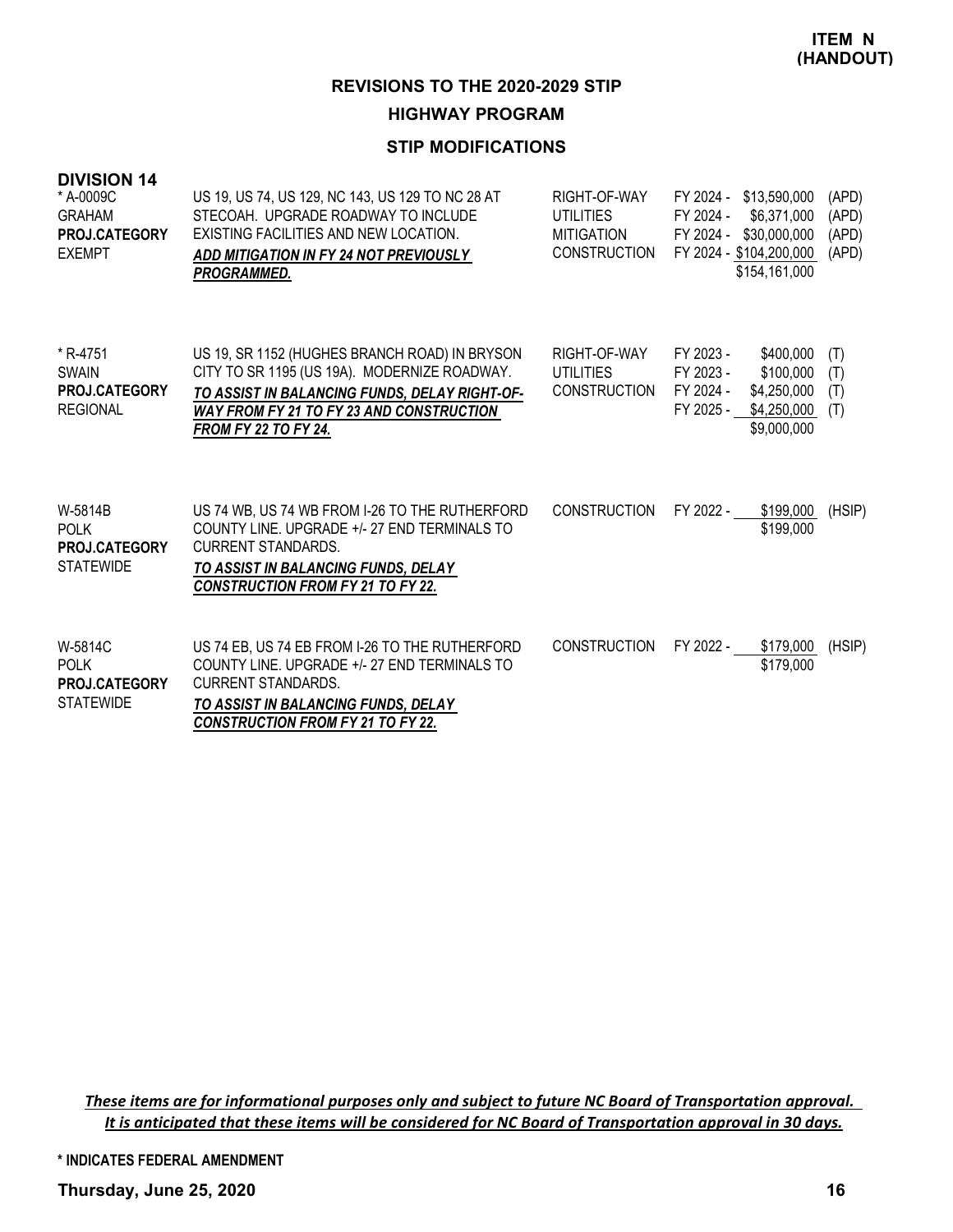**ITEM N (HANDOUT)**

## REVISIONS TO THE 2020-2029 STIP

### HIGHWAY PROGRAM

### STIP MODIFICATIONS

**DIVISION 14**

| | | | | | |
|---|---|---|---|---|---|
| * A-0009C<br>GRAHAM<br>**PROJ.CATEGORY**<br>EXEMPT | US 19, US 74, US 129, NC 143, US 129 TO NC 28 AT STECOAH. UPGRADE ROADWAY TO INCLUDE EXISTING FACILITIES AND NEW LOCATION.<br>***ADD MITIGATION IN FY 24 NOT PREVIOUSLY PROGRAMMED.*** | RIGHT-OF-WAY<br>UTILITIES<br>MITIGATION<br>CONSTRUCTION | FY 2024 -<br>FY 2024 -<br>FY 2024 -<br>FY 2024 - | $13,590,000<br>$6,371,000<br>$30,000,000<br>$104,200,000<br>$154,161,000 | (APD)<br>(APD)<br>(APD)<br>(APD) |
| * R-4751<br>SWAIN<br>**PROJ.CATEGORY**<br>REGIONAL | US 19, SR 1152 (HUGHES BRANCH ROAD) IN BRYSON CITY TO SR 1195 (US 19A). MODERNIZE ROADWAY.<br>***TO ASSIST IN BALANCING FUNDS, DELAY RIGHT-OF-WAY FROM FY 21 TO FY 23 AND CONSTRUCTION FROM FY 22 TO FY 24.*** | RIGHT-OF-WAY<br>UTILITIES<br>CONSTRUCTION | FY 2023 -<br>FY 2023 -<br>FY 2024 -<br>FY 2025 - | $400,000<br>$100,000<br>$4,250,000<br>$4,250,000<br>$9,000,000 | (T)<br>(T)<br>(T)<br>(T) |
| W-5814B<br>POLK<br>**PROJ.CATEGORY**<br>STATEWIDE | US 74 WB, US 74 WB FROM I-26 TO THE RUTHERFORD COUNTY LINE. UPGRADE +/- 27 END TERMINALS TO CURRENT STANDARDS.<br>***TO ASSIST IN BALANCING FUNDS, DELAY CONSTRUCTION FROM FY 21 TO FY 22.*** | CONSTRUCTION | FY 2022 - | $199,000<br>$199,000 | (HSIP) |
| W-5814C<br>POLK<br>**PROJ.CATEGORY**<br>STATEWIDE | US 74 EB, US 74 EB FROM I-26 TO THE RUTHERFORD COUNTY LINE. UPGRADE +/- 27 END TERMINALS TO CURRENT STANDARDS.<br>***TO ASSIST IN BALANCING FUNDS, DELAY CONSTRUCTION FROM FY 21 TO FY 22.*** | CONSTRUCTION | FY 2022 - | $179,000<br>$179,000 | (HSIP) |

*These items are for informational purposes only and subject to future NC Board of Transportation approval. It is anticipated that these items will be considered for NC Board of Transportation approval in 30 days.*

**\* INDICATES FEDERAL AMENDMENT**

**Thursday, June 25, 2020**